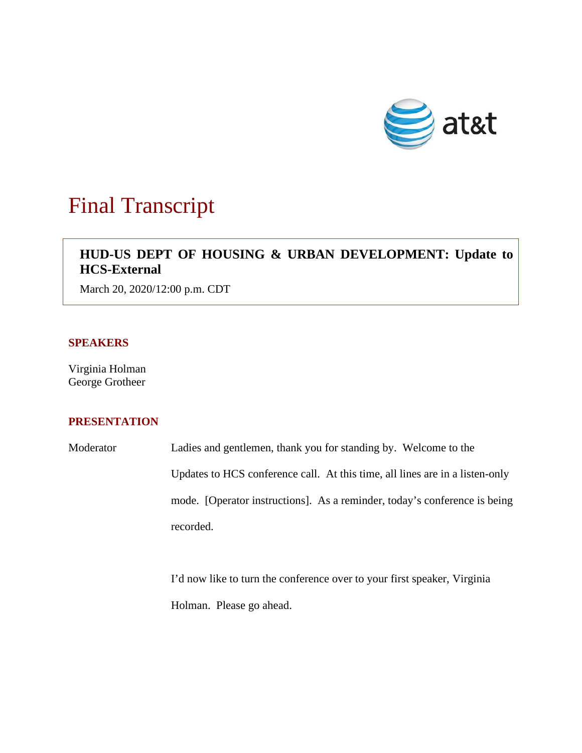# Final Transcript

**HUD-US DEPT OF HOUSING & URBAN DEVELOPMENT: Update to HCS-External**

March 20, 2020/12:00 p.m. CDT

## SPEAKERS

Virginia Holman
George Grotheer

## PRESENTATION

Moderator: Ladies and gentlemen, thank you for standing by. Welcome to the Updates to HCS conference call. At this time, all lines are in a listen-only mode. [Operator instructions]. As a reminder, today's conference is being recorded.

I'd now like to turn the conference over to your first speaker, Virginia Holman. Please go ahead.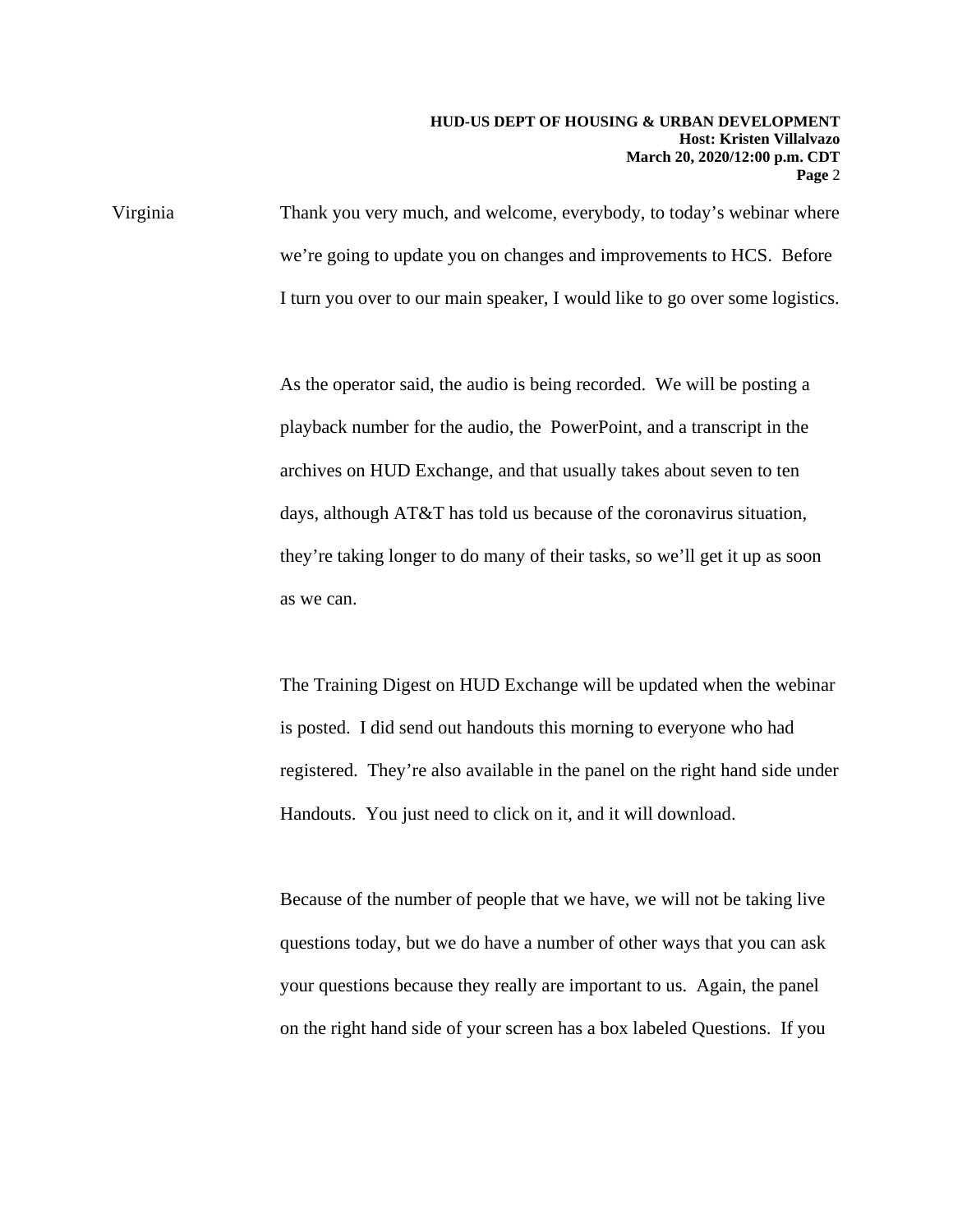Virginia Thank you very much, and welcome, everybody, to today's webinar where we're going to update you on changes and improvements to HCS. Before I turn you over to our main speaker, I would like to go over some logistics.

As the operator said, the audio is being recorded. We will be posting a playback number for the audio, the PowerPoint, and a transcript in the archives on HUD Exchange, and that usually takes about seven to ten days, although AT&T has told us because of the coronavirus situation, they're taking longer to do many of their tasks, so we'll get it up as soon as we can.

The Training Digest on HUD Exchange will be updated when the webinar is posted. I did send out handouts this morning to everyone who had registered. They're also available in the panel on the right hand side under Handouts. You just need to click on it, and it will download.

Because of the number of people that we have, we will not be taking live questions today, but we do have a number of other ways that you can ask your questions because they really are important to us. Again, the panel on the right hand side of your screen has a box labeled Questions. If you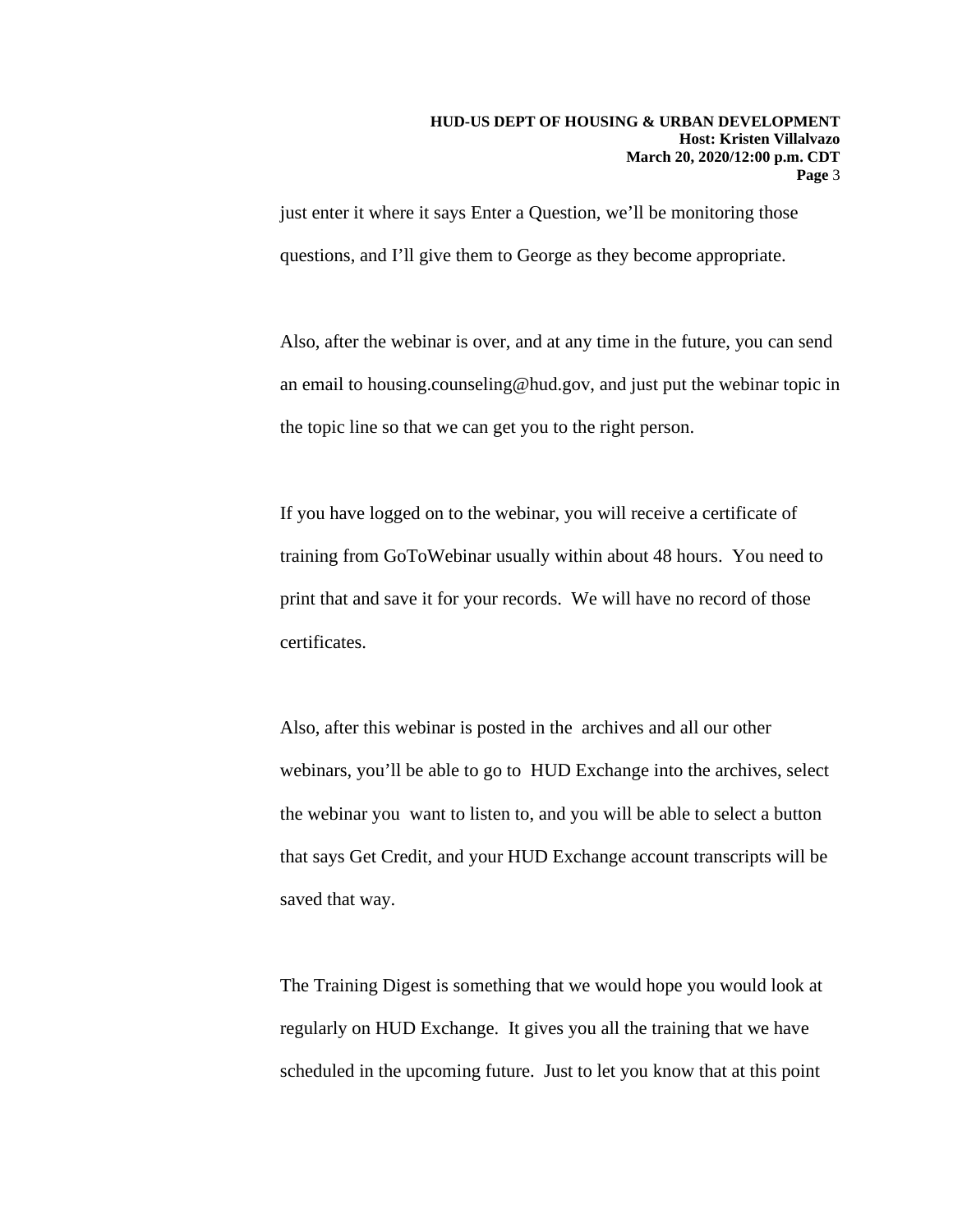just enter it where it says Enter a Question, we'll be monitoring those questions, and I'll give them to George as they become appropriate.

Also, after the webinar is over, and at any time in the future, you can send an email to housing.counseling@hud.gov, and just put the webinar topic in the topic line so that we can get you to the right person.

If you have logged on to the webinar, you will receive a certificate of training from GoToWebinar usually within about 48 hours. You need to print that and save it for your records. We will have no record of those certificates.

Also, after this webinar is posted in the archives and all our other webinars, you'll be able to go to HUD Exchange into the archives, select the webinar you want to listen to, and you will be able to select a button that says Get Credit, and your HUD Exchange account transcripts will be saved that way.

The Training Digest is something that we would hope you would look at regularly on HUD Exchange. It gives you all the training that we have scheduled in the upcoming future. Just to let you know that at this point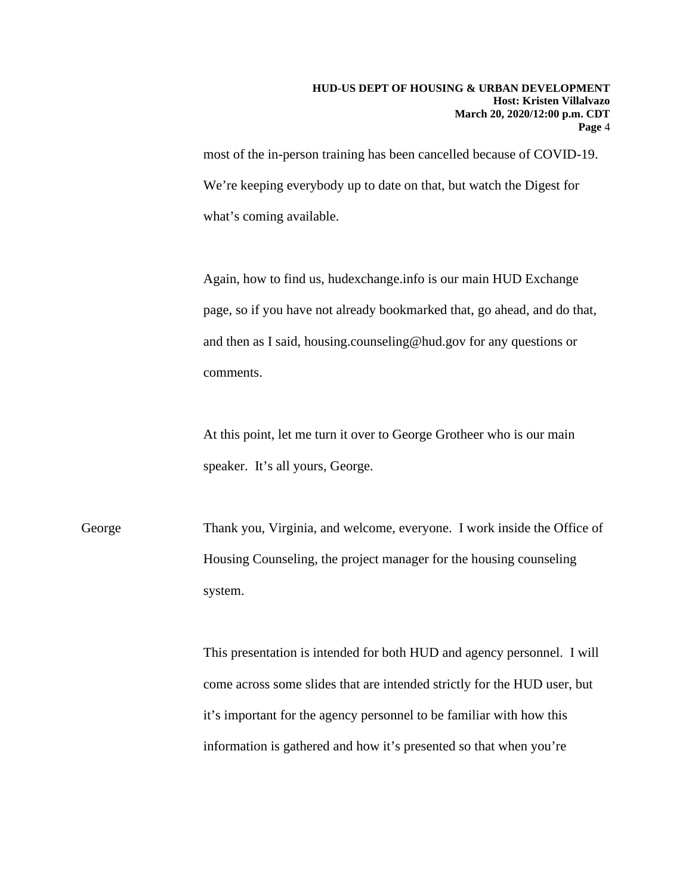most of the in-person training has been cancelled because of COVID-19. We're keeping everybody up to date on that, but watch the Digest for what's coming available.

Again, how to find us, hudexchange.info is our main HUD Exchange page, so if you have not already bookmarked that, go ahead, and do that, and then as I said, housing.counseling@hud.gov for any questions or comments.

At this point, let me turn it over to George Grotheer who is our main speaker. It's all yours, George.

George: Thank you, Virginia, and welcome, everyone. I work inside the Office of Housing Counseling, the project manager for the housing counseling system.

This presentation is intended for both HUD and agency personnel. I will come across some slides that are intended strictly for the HUD user, but it's important for the agency personnel to be familiar with how this information is gathered and how it's presented so that when you're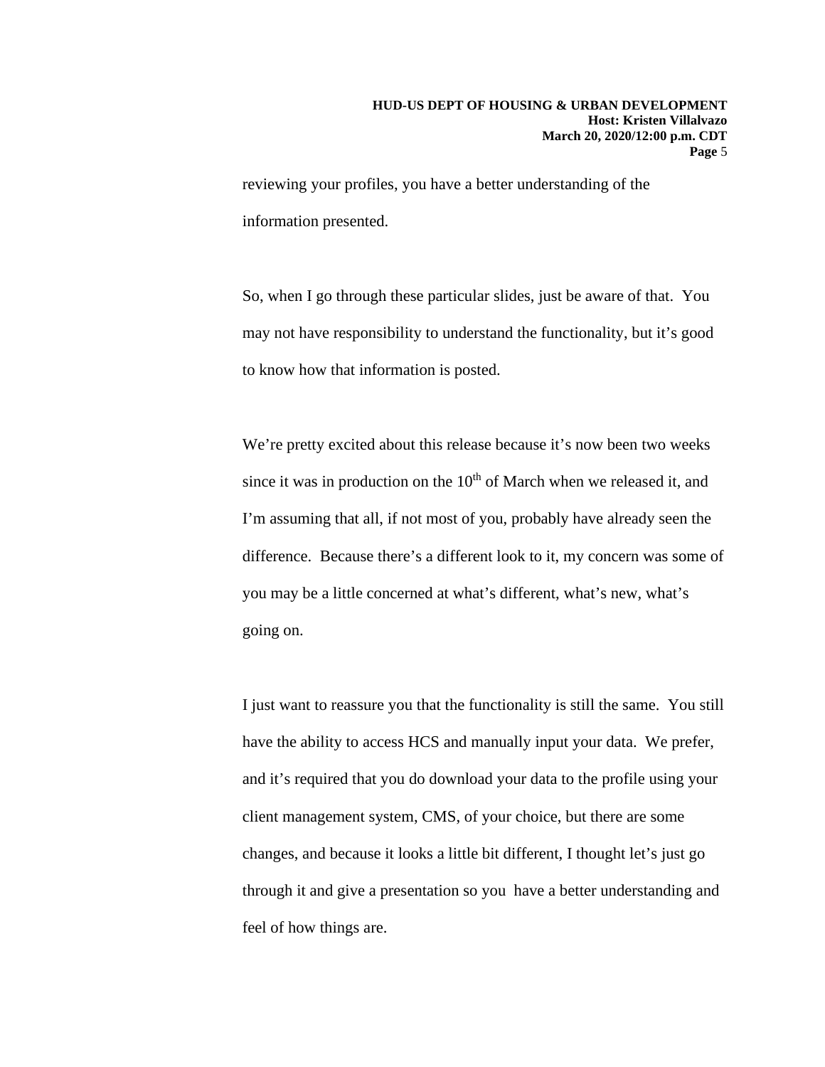reviewing your profiles, you have a better understanding of the information presented.

So, when I go through these particular slides, just be aware of that. You may not have responsibility to understand the functionality, but it's good to know how that information is posted.

We're pretty excited about this release because it's now been two weeks since it was in production on the 10th of March when we released it, and I'm assuming that all, if not most of you, probably have already seen the difference. Because there's a different look to it, my concern was some of you may be a little concerned at what's different, what's new, what's going on.

I just want to reassure you that the functionality is still the same. You still have the ability to access HCS and manually input your data. We prefer, and it's required that you do download your data to the profile using your client management system, CMS, of your choice, but there are some changes, and because it looks a little bit different, I thought let's just go through it and give a presentation so you have a better understanding and feel of how things are.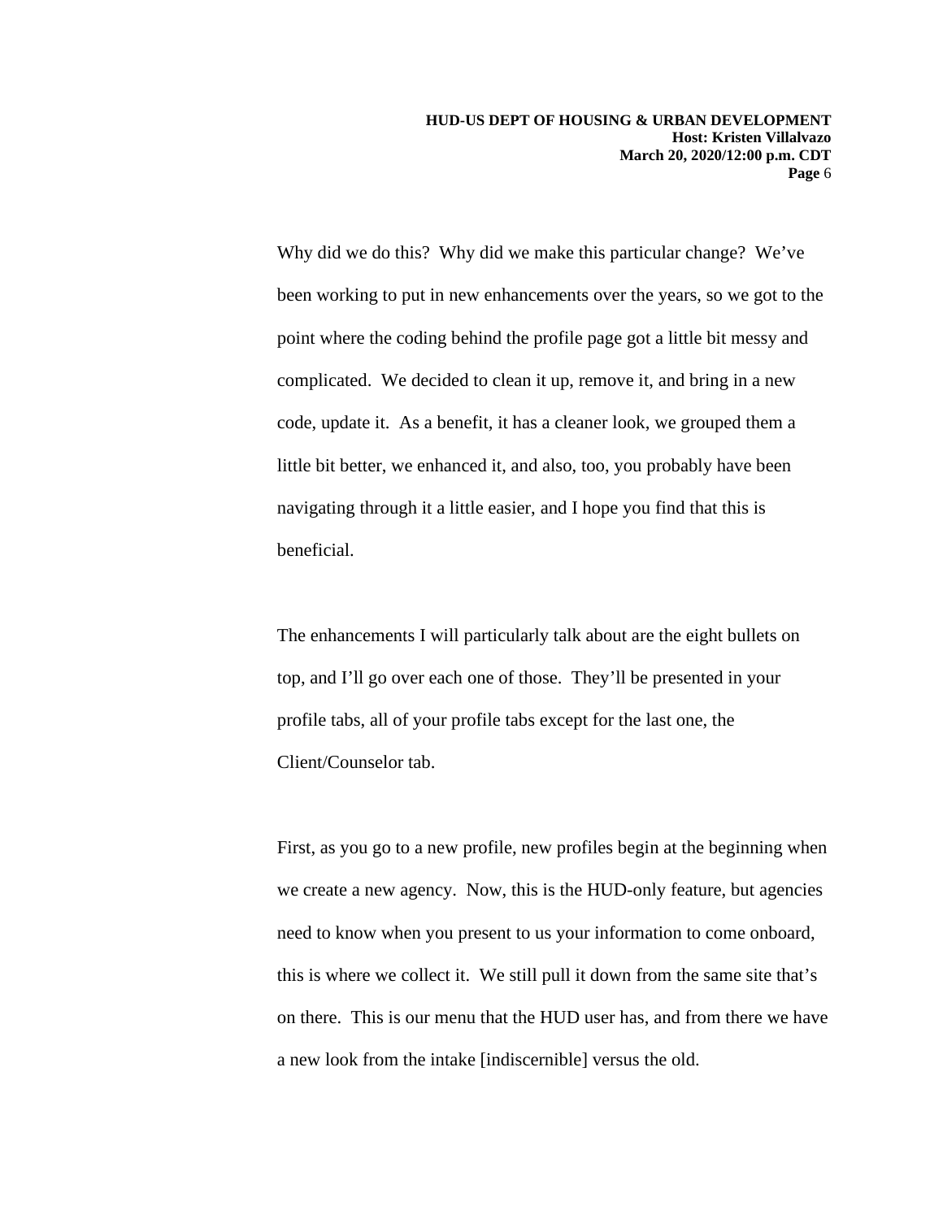Why did we do this? Why did we make this particular change? We've been working to put in new enhancements over the years, so we got to the point where the coding behind the profile page got a little bit messy and complicated. We decided to clean it up, remove it, and bring in a new code, update it. As a benefit, it has a cleaner look, we grouped them a little bit better, we enhanced it, and also, too, you probably have been navigating through it a little easier, and I hope you find that this is beneficial.

The enhancements I will particularly talk about are the eight bullets on top, and I'll go over each one of those. They'll be presented in your profile tabs, all of your profile tabs except for the last one, the Client/Counselor tab.

First, as you go to a new profile, new profiles begin at the beginning when we create a new agency. Now, this is the HUD-only feature, but agencies need to know when you present to us your information to come onboard, this is where we collect it. We still pull it down from the same site that's on there. This is our menu that the HUD user has, and from there we have a new look from the intake [indiscernible] versus the old.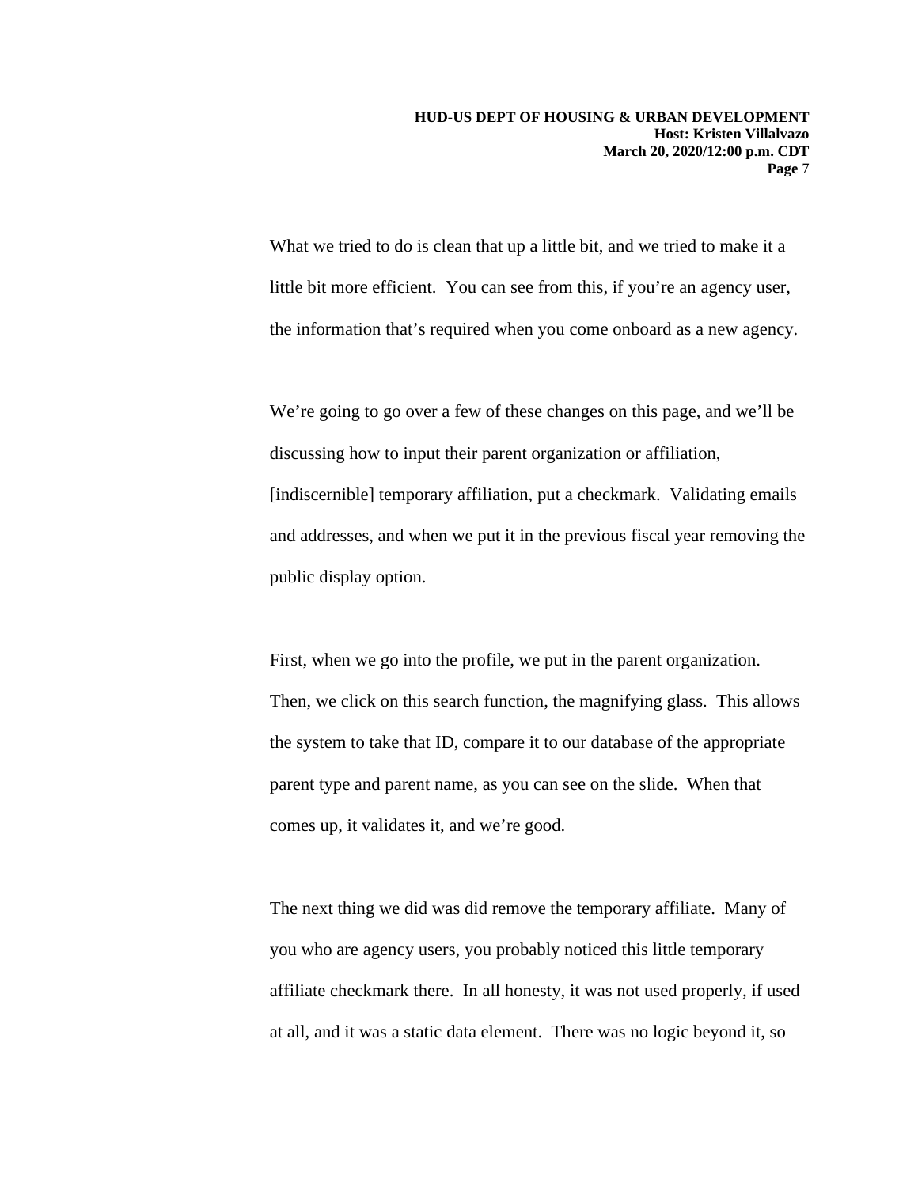What we tried to do is clean that up a little bit, and we tried to make it a little bit more efficient. You can see from this, if you're an agency user, the information that's required when you come onboard as a new agency.

We're going to go over a few of these changes on this page, and we'll be discussing how to input their parent organization or affiliation, [indiscernible] temporary affiliation, put a checkmark. Validating emails and addresses, and when we put it in the previous fiscal year removing the public display option.

First, when we go into the profile, we put in the parent organization. Then, we click on this search function, the magnifying glass. This allows the system to take that ID, compare it to our database of the appropriate parent type and parent name, as you can see on the slide. When that comes up, it validates it, and we're good.

The next thing we did was did remove the temporary affiliate. Many of you who are agency users, you probably noticed this little temporary affiliate checkmark there. In all honesty, it was not used properly, if used at all, and it was a static data element. There was no logic beyond it, so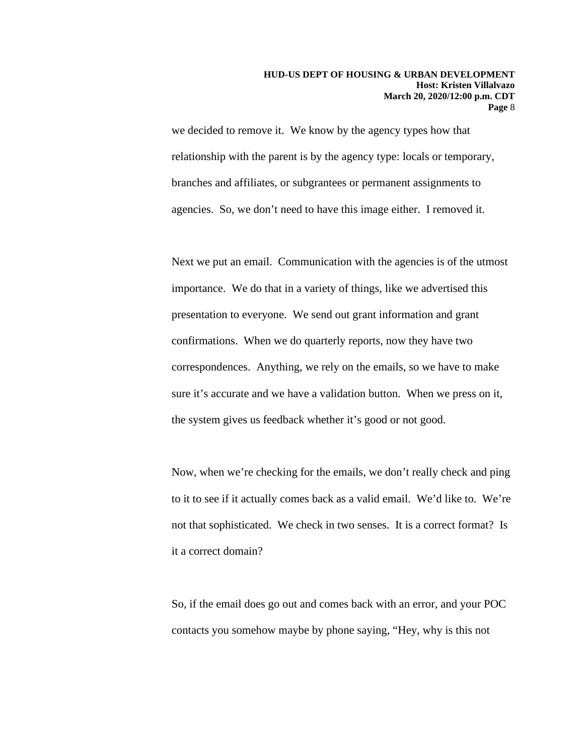we decided to remove it. We know by the agency types how that relationship with the parent is by the agency type: locals or temporary, branches and affiliates, or subgrantees or permanent assignments to agencies. So, we don't need to have this image either. I removed it.

Next we put an email. Communication with the agencies is of the utmost importance. We do that in a variety of things, like we advertised this presentation to everyone. We send out grant information and grant confirmations. When we do quarterly reports, now they have two correspondences. Anything, we rely on the emails, so we have to make sure it's accurate and we have a validation button. When we press on it, the system gives us feedback whether it's good or not good.

Now, when we're checking for the emails, we don't really check and ping to it to see if it actually comes back as a valid email. We'd like to. We're not that sophisticated. We check in two senses. It is a correct format? Is it a correct domain?

So, if the email does go out and comes back with an error, and your POC contacts you somehow maybe by phone saying, "Hey, why is this not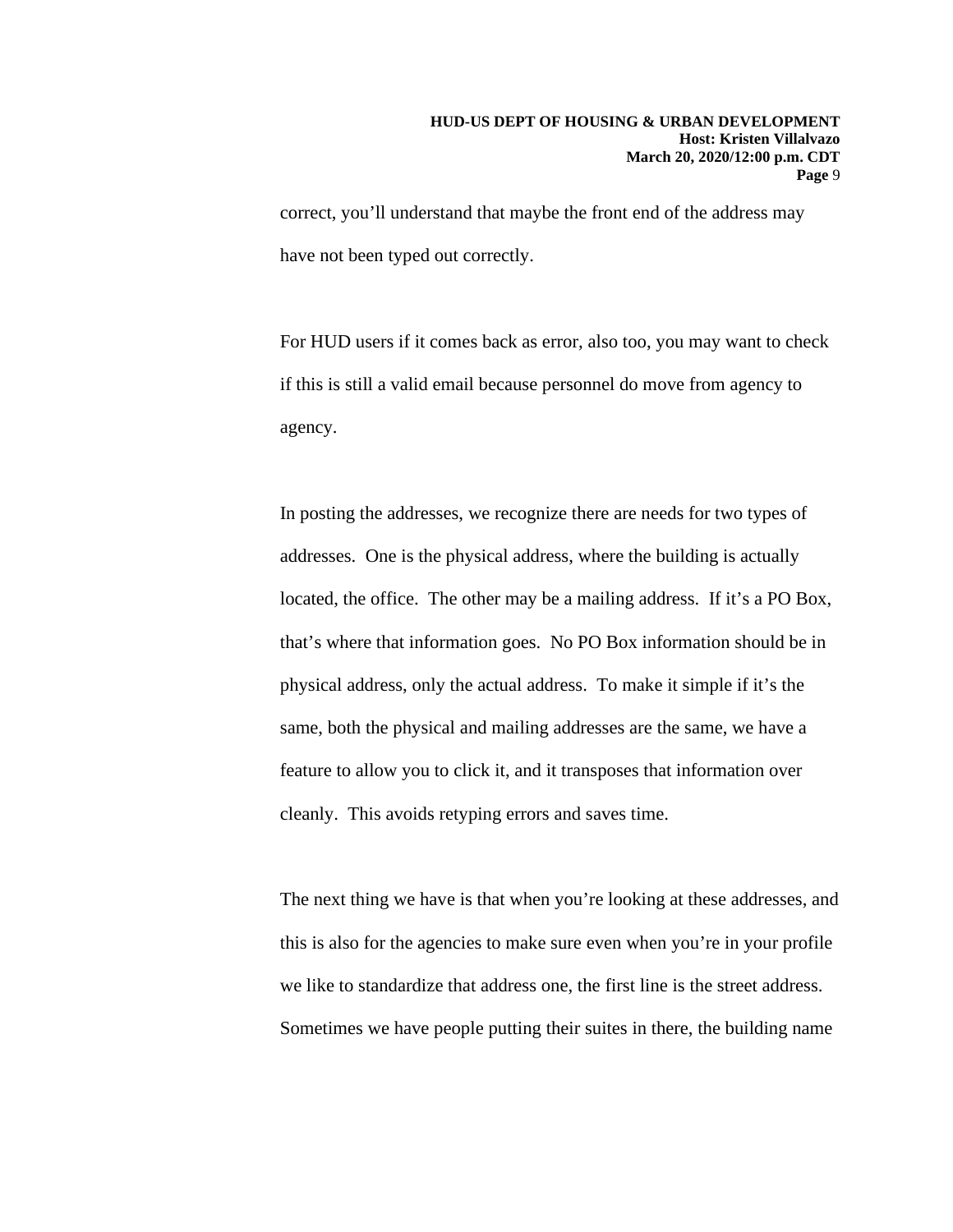correct, you'll understand that maybe the front end of the address may have not been typed out correctly.

For HUD users if it comes back as error, also too, you may want to check if this is still a valid email because personnel do move from agency to agency.

In posting the addresses, we recognize there are needs for two types of addresses. One is the physical address, where the building is actually located, the office. The other may be a mailing address. If it's a PO Box, that's where that information goes. No PO Box information should be in physical address, only the actual address. To make it simple if it's the same, both the physical and mailing addresses are the same, we have a feature to allow you to click it, and it transposes that information over cleanly. This avoids retyping errors and saves time.

The next thing we have is that when you're looking at these addresses, and this is also for the agencies to make sure even when you're in your profile we like to standardize that address one, the first line is the street address. Sometimes we have people putting their suites in there, the building name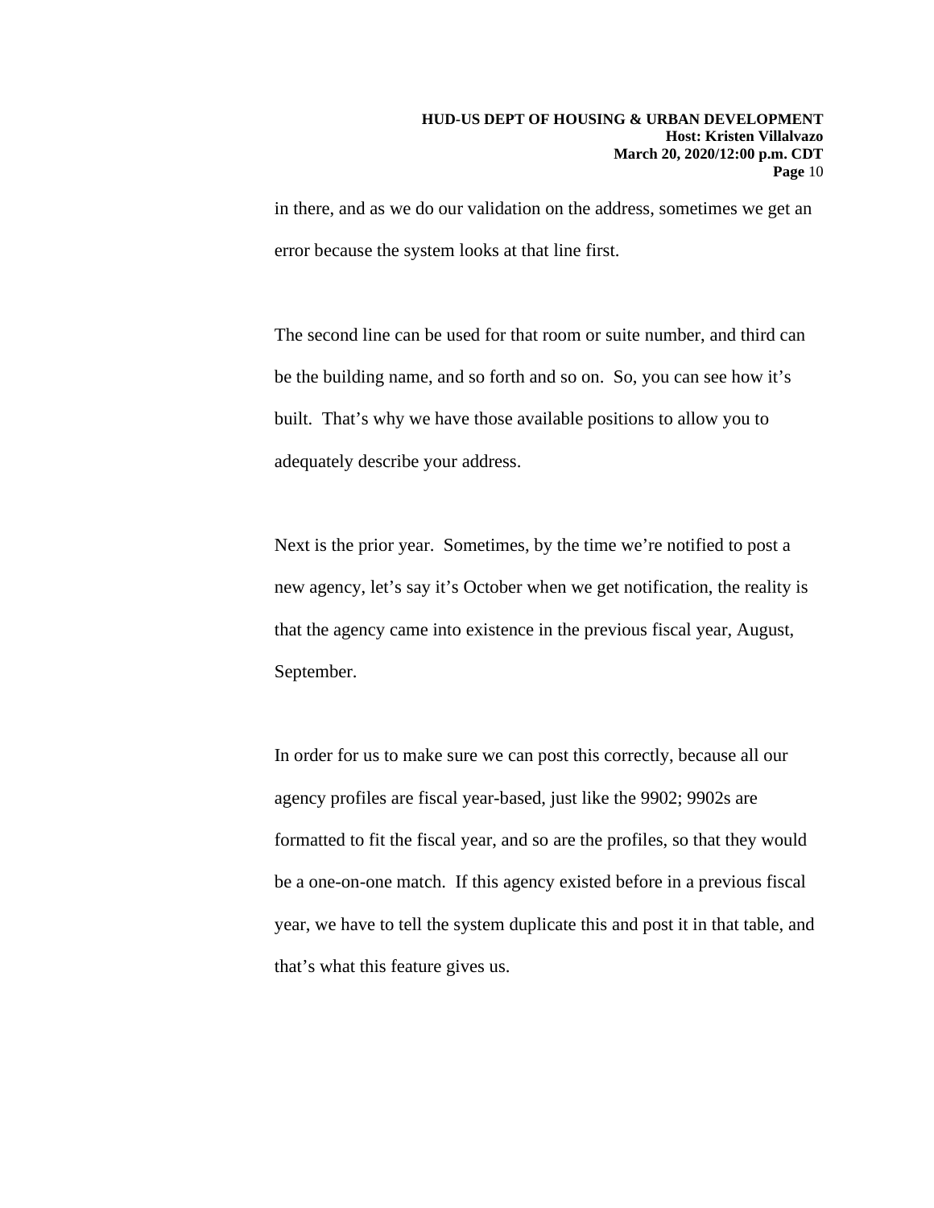in there, and as we do our validation on the address, sometimes we get an error because the system looks at that line first.

The second line can be used for that room or suite number, and third can be the building name, and so forth and so on.  So, you can see how it's built.  That's why we have those available positions to allow you to adequately describe your address.

Next is the prior year.  Sometimes, by the time we're notified to post a new agency, let's say it's October when we get notification, the reality is that the agency came into existence in the previous fiscal year, August, September.

In order for us to make sure we can post this correctly, because all our agency profiles are fiscal year-based, just like the 9902; 9902s are formatted to fit the fiscal year, and so are the profiles, so that they would be a one-on-one match.  If this agency existed before in a previous fiscal year, we have to tell the system duplicate this and post it in that table, and that's what this feature gives us.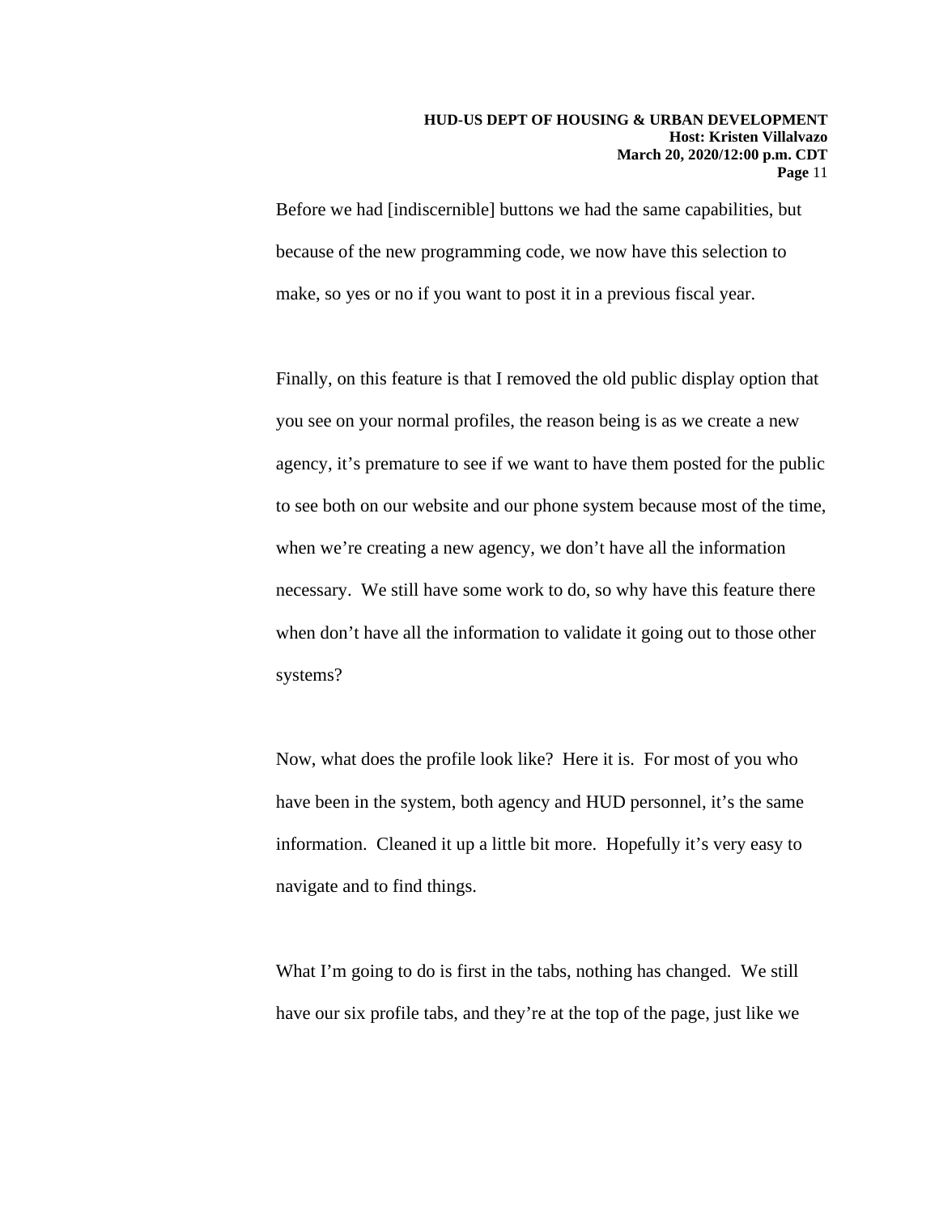Before we had [indiscernible] buttons we had the same capabilities, but because of the new programming code, we now have this selection to make, so yes or no if you want to post it in a previous fiscal year.

Finally, on this feature is that I removed the old public display option that you see on your normal profiles, the reason being is as we create a new agency, it's premature to see if we want to have them posted for the public to see both on our website and our phone system because most of the time, when we're creating a new agency, we don't have all the information necessary. We still have some work to do, so why have this feature there when don't have all the information to validate it going out to those other systems?

Now, what does the profile look like? Here it is. For most of you who have been in the system, both agency and HUD personnel, it's the same information. Cleaned it up a little bit more. Hopefully it's very easy to navigate and to find things.

What I'm going to do is first in the tabs, nothing has changed. We still have our six profile tabs, and they're at the top of the page, just like we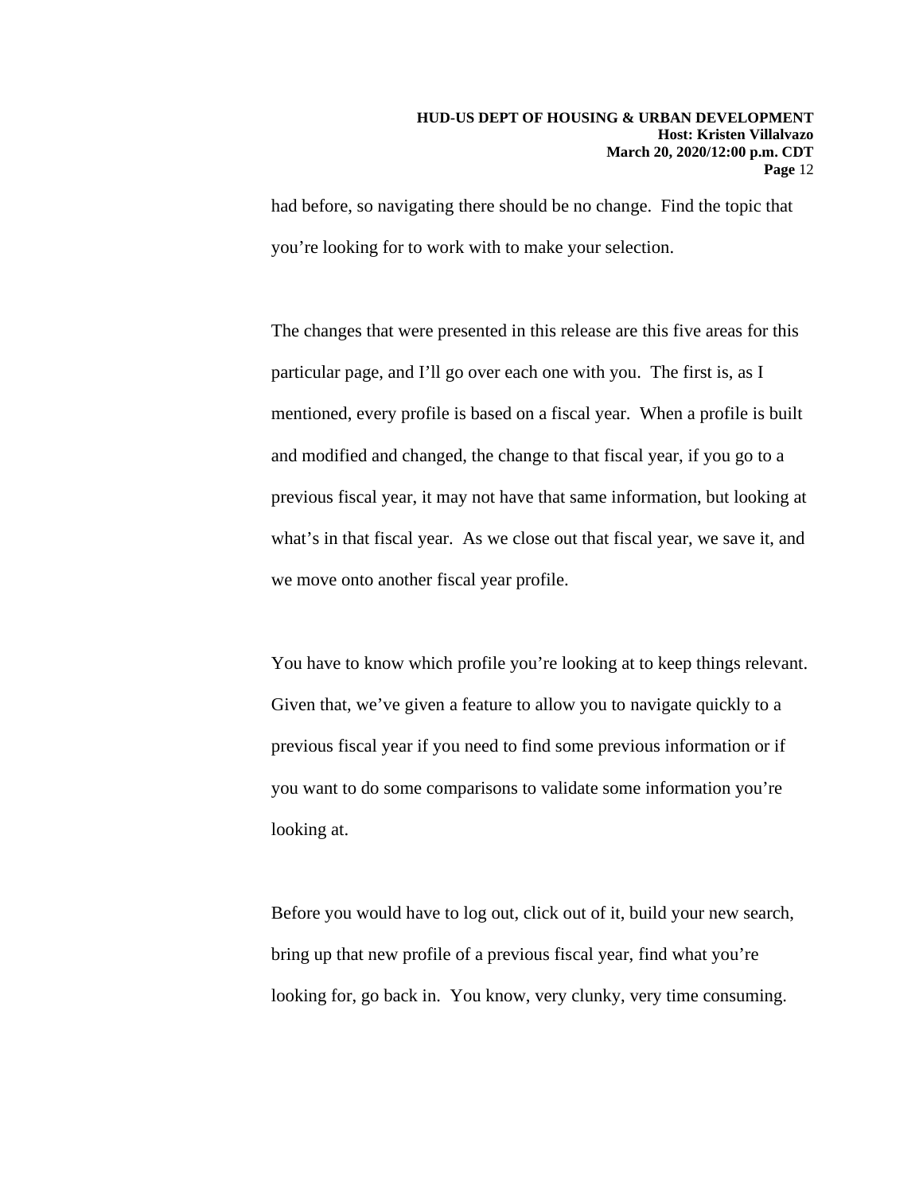had before, so navigating there should be no change. Find the topic that you're looking for to work with to make your selection.

The changes that were presented in this release are this five areas for this particular page, and I'll go over each one with you. The first is, as I mentioned, every profile is based on a fiscal year. When a profile is built and modified and changed, the change to that fiscal year, if you go to a previous fiscal year, it may not have that same information, but looking at what's in that fiscal year. As we close out that fiscal year, we save it, and we move onto another fiscal year profile.

You have to know which profile you're looking at to keep things relevant. Given that, we've given a feature to allow you to navigate quickly to a previous fiscal year if you need to find some previous information or if you want to do some comparisons to validate some information you're looking at.

Before you would have to log out, click out of it, build your new search, bring up that new profile of a previous fiscal year, find what you're looking for, go back in. You know, very clunky, very time consuming.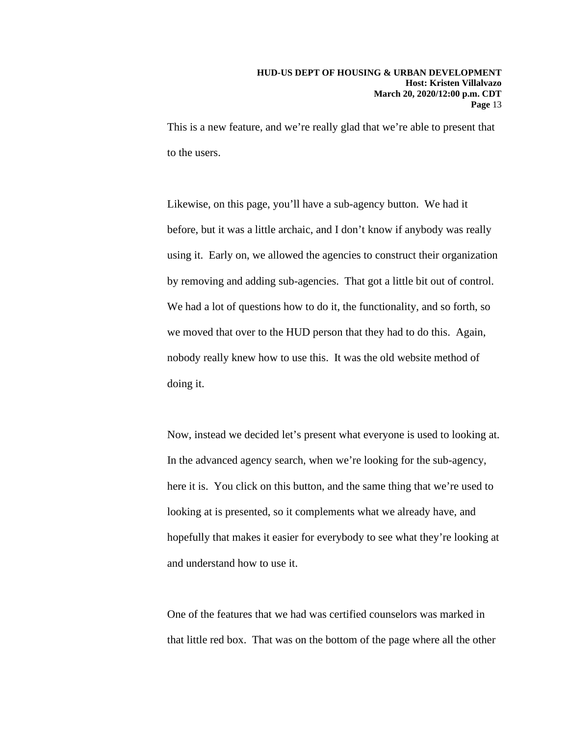This is a new feature, and we're really glad that we're able to present that to the users.

Likewise, on this page, you'll have a sub-agency button. We had it before, but it was a little archaic, and I don't know if anybody was really using it. Early on, we allowed the agencies to construct their organization by removing and adding sub-agencies. That got a little bit out of control. We had a lot of questions how to do it, the functionality, and so forth, so we moved that over to the HUD person that they had to do this. Again, nobody really knew how to use this. It was the old website method of doing it.

Now, instead we decided let's present what everyone is used to looking at. In the advanced agency search, when we're looking for the sub-agency, here it is. You click on this button, and the same thing that we're used to looking at is presented, so it complements what we already have, and hopefully that makes it easier for everybody to see what they're looking at and understand how to use it.

One of the features that we had was certified counselors was marked in that little red box. That was on the bottom of the page where all the other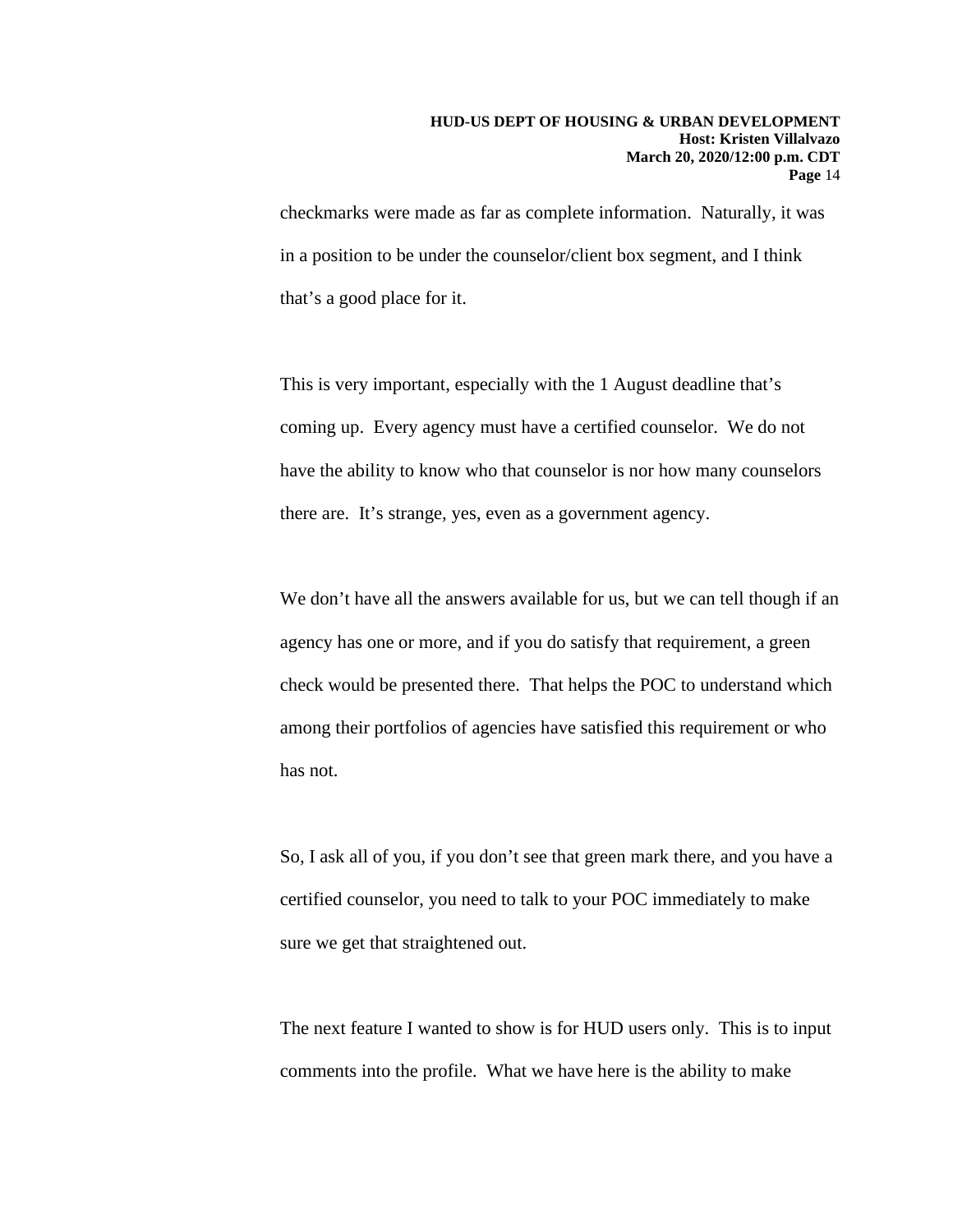checkmarks were made as far as complete information. Naturally, it was in a position to be under the counselor/client box segment, and I think that's a good place for it.

This is very important, especially with the 1 August deadline that's coming up. Every agency must have a certified counselor. We do not have the ability to know who that counselor is nor how many counselors there are. It's strange, yes, even as a government agency.

We don't have all the answers available for us, but we can tell though if an agency has one or more, and if you do satisfy that requirement, a green check would be presented there. That helps the POC to understand which among their portfolios of agencies have satisfied this requirement or who has not.

So, I ask all of you, if you don't see that green mark there, and you have a certified counselor, you need to talk to your POC immediately to make sure we get that straightened out.

The next feature I wanted to show is for HUD users only. This is to input comments into the profile. What we have here is the ability to make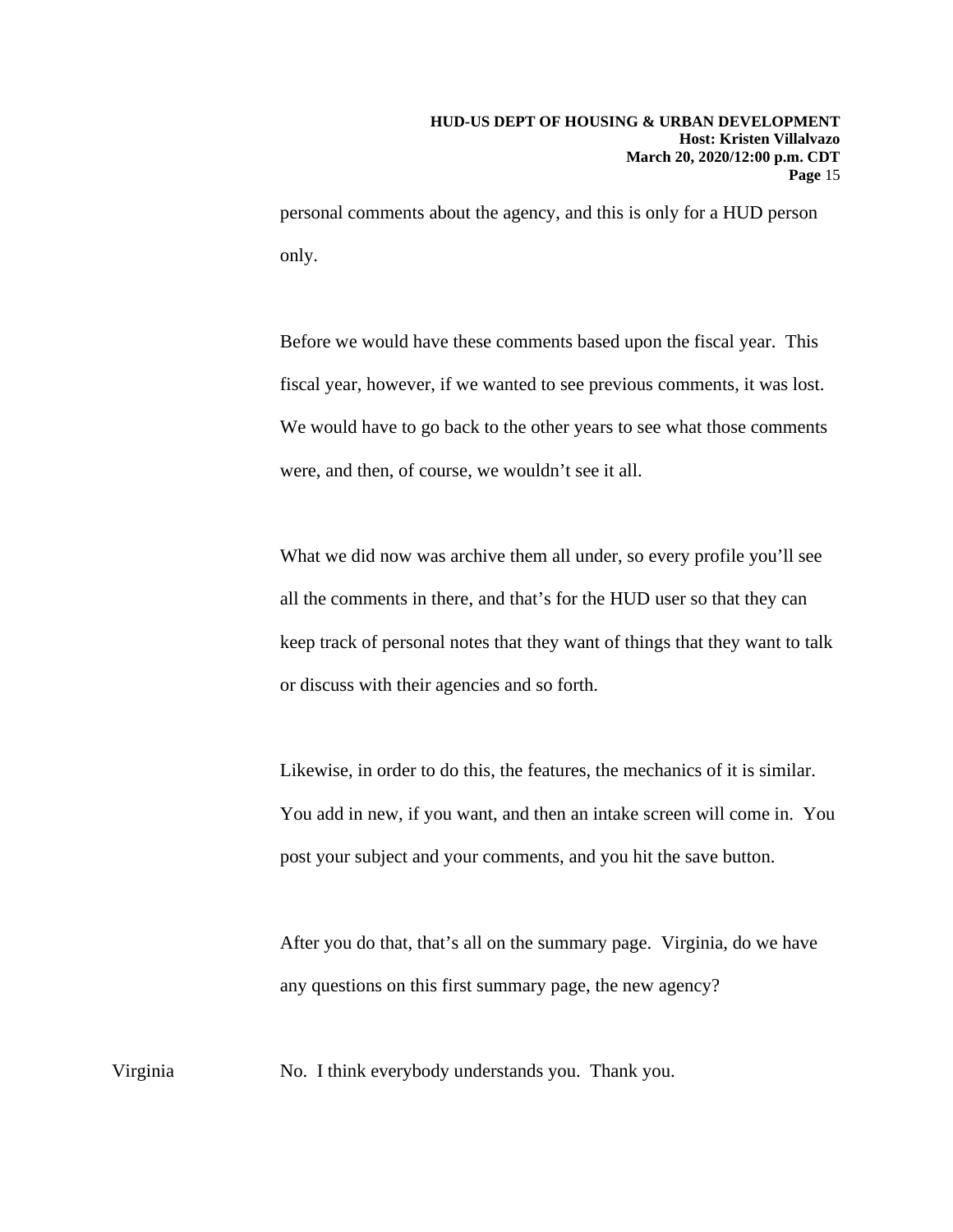personal comments about the agency, and this is only for a HUD person only.

Before we would have these comments based upon the fiscal year. This fiscal year, however, if we wanted to see previous comments, it was lost. We would have to go back to the other years to see what those comments were, and then, of course, we wouldn't see it all.

What we did now was archive them all under, so every profile you'll see all the comments in there, and that's for the HUD user so that they can keep track of personal notes that they want of things that they want to talk or discuss with their agencies and so forth.

Likewise, in order to do this, the features, the mechanics of it is similar. You add in new, if you want, and then an intake screen will come in. You post your subject and your comments, and you hit the save button.

After you do that, that's all on the summary page. Virginia, do we have any questions on this first summary page, the new agency?

Virginia: No. I think everybody understands you. Thank you.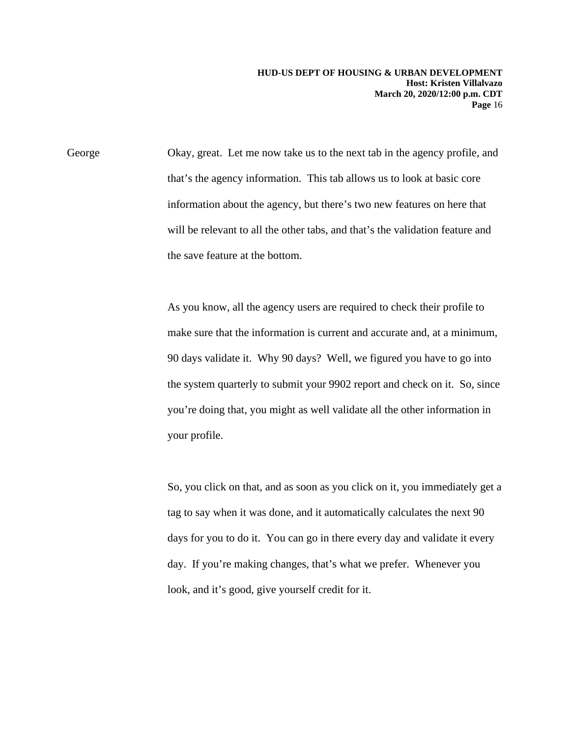George Okay, great. Let me now take us to the next tab in the agency profile, and that's the agency information. This tab allows us to look at basic core information about the agency, but there's two new features on here that will be relevant to all the other tabs, and that's the validation feature and the save feature at the bottom.

As you know, all the agency users are required to check their profile to make sure that the information is current and accurate and, at a minimum, 90 days validate it. Why 90 days? Well, we figured you have to go into the system quarterly to submit your 9902 report and check on it. So, since you're doing that, you might as well validate all the other information in your profile.

So, you click on that, and as soon as you click on it, you immediately get a tag to say when it was done, and it automatically calculates the next 90 days for you to do it. You can go in there every day and validate it every day. If you're making changes, that's what we prefer. Whenever you look, and it's good, give yourself credit for it.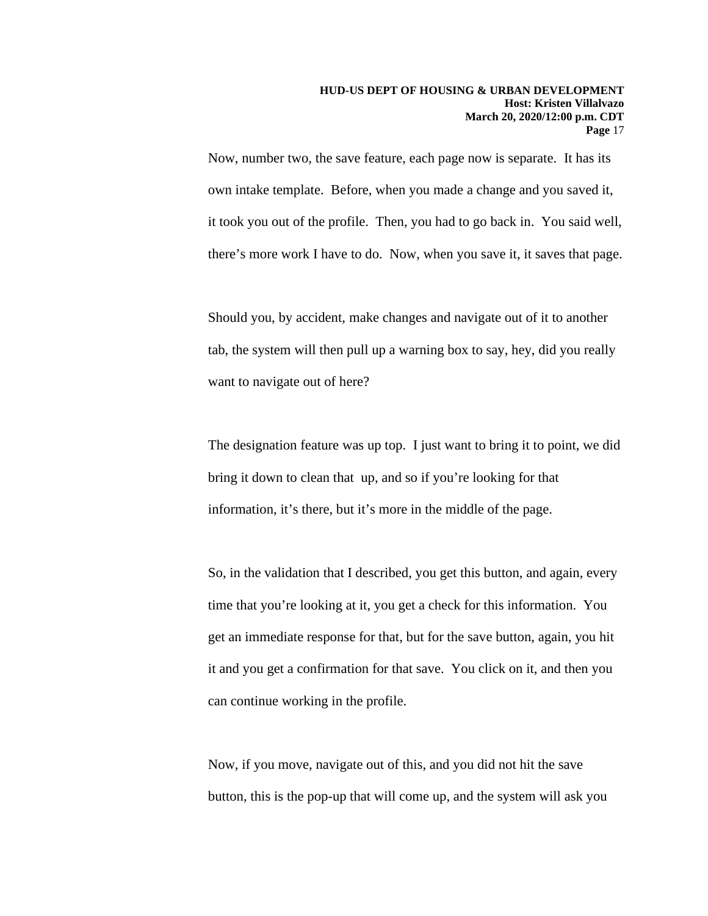Now, number two, the save feature, each page now is separate. It has its own intake template. Before, when you made a change and you saved it, it took you out of the profile. Then, you had to go back in. You said well, there's more work I have to do. Now, when you save it, it saves that page.

Should you, by accident, make changes and navigate out of it to another tab, the system will then pull up a warning box to say, hey, did you really want to navigate out of here?

The designation feature was up top. I just want to bring it to point, we did bring it down to clean that up, and so if you're looking for that information, it's there, but it's more in the middle of the page.

So, in the validation that I described, you get this button, and again, every time that you're looking at it, you get a check for this information. You get an immediate response for that, but for the save button, again, you hit it and you get a confirmation for that save. You click on it, and then you can continue working in the profile.

Now, if you move, navigate out of this, and you did not hit the save button, this is the pop-up that will come up, and the system will ask you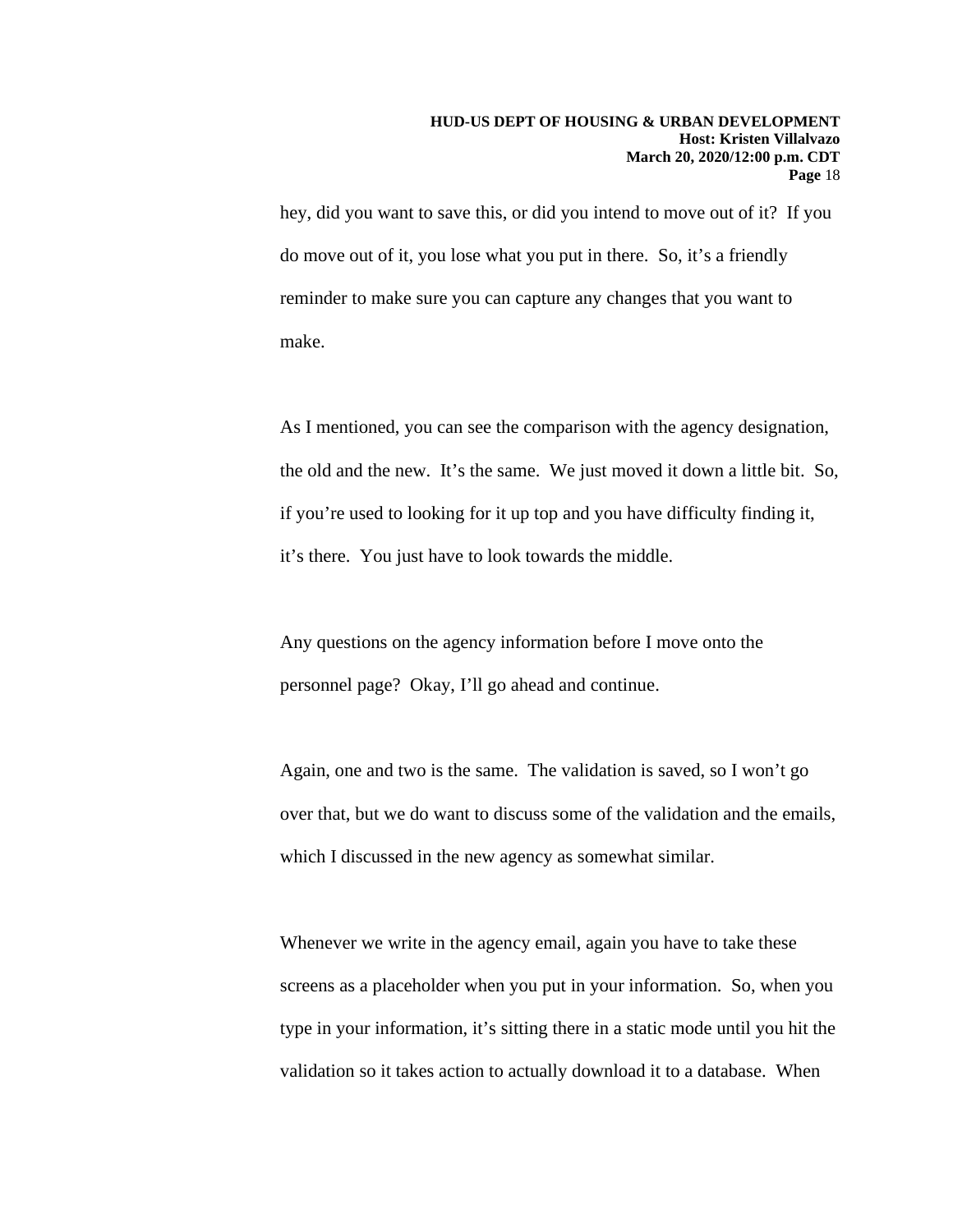hey, did you want to save this, or did you intend to move out of it? If you do move out of it, you lose what you put in there. So, it's a friendly reminder to make sure you can capture any changes that you want to make.

As I mentioned, you can see the comparison with the agency designation, the old and the new. It's the same. We just moved it down a little bit. So, if you're used to looking for it up top and you have difficulty finding it, it's there. You just have to look towards the middle.

Any questions on the agency information before I move onto the personnel page? Okay, I'll go ahead and continue.

Again, one and two is the same. The validation is saved, so I won't go over that, but we do want to discuss some of the validation and the emails, which I discussed in the new agency as somewhat similar.

Whenever we write in the agency email, again you have to take these screens as a placeholder when you put in your information. So, when you type in your information, it's sitting there in a static mode until you hit the validation so it takes action to actually download it to a database. When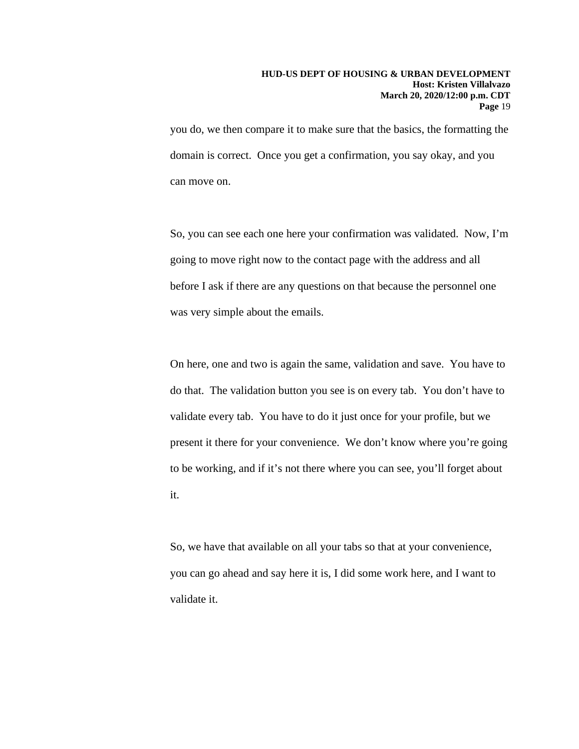you do, we then compare it to make sure that the basics, the formatting the domain is correct. Once you get a confirmation, you say okay, and you can move on.

So, you can see each one here your confirmation was validated. Now, I'm going to move right now to the contact page with the address and all before I ask if there are any questions on that because the personnel one was very simple about the emails.

On here, one and two is again the same, validation and save. You have to do that. The validation button you see is on every tab. You don't have to validate every tab. You have to do it just once for your profile, but we present it there for your convenience. We don't know where you're going to be working, and if it's not there where you can see, you'll forget about it.

So, we have that available on all your tabs so that at your convenience, you can go ahead and say here it is, I did some work here, and I want to validate it.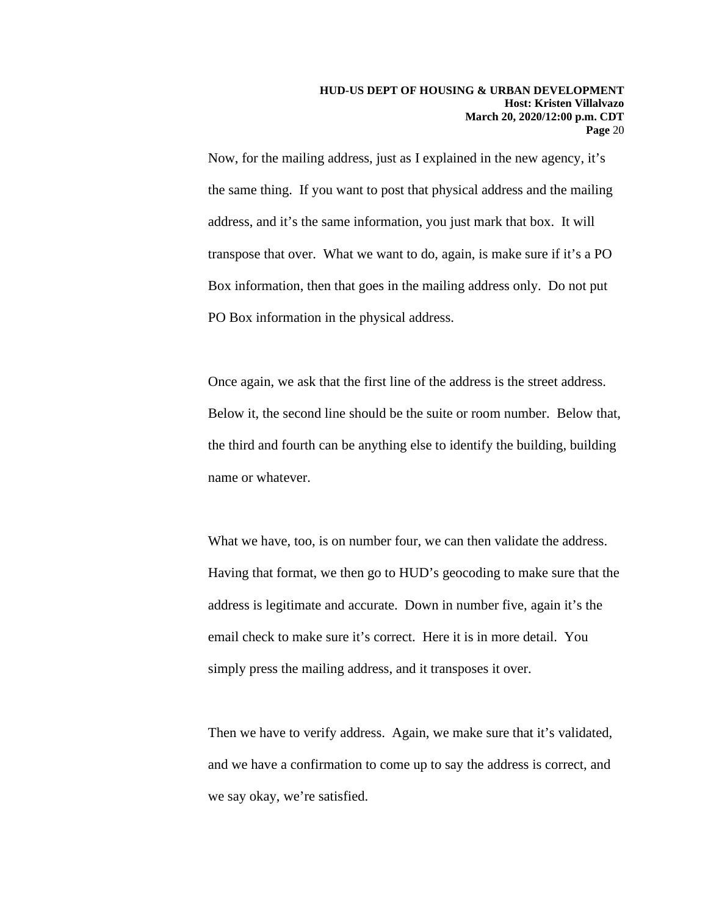Now, for the mailing address, just as I explained in the new agency, it's the same thing. If you want to post that physical address and the mailing address, and it's the same information, you just mark that box. It will transpose that over. What we want to do, again, is make sure if it's a PO Box information, then that goes in the mailing address only. Do not put PO Box information in the physical address.

Once again, we ask that the first line of the address is the street address. Below it, the second line should be the suite or room number. Below that, the third and fourth can be anything else to identify the building, building name or whatever.

What we have, too, is on number four, we can then validate the address. Having that format, we then go to HUD's geocoding to make sure that the address is legitimate and accurate. Down in number five, again it's the email check to make sure it's correct. Here it is in more detail. You simply press the mailing address, and it transposes it over.

Then we have to verify address. Again, we make sure that it's validated, and we have a confirmation to come up to say the address is correct, and we say okay, we're satisfied.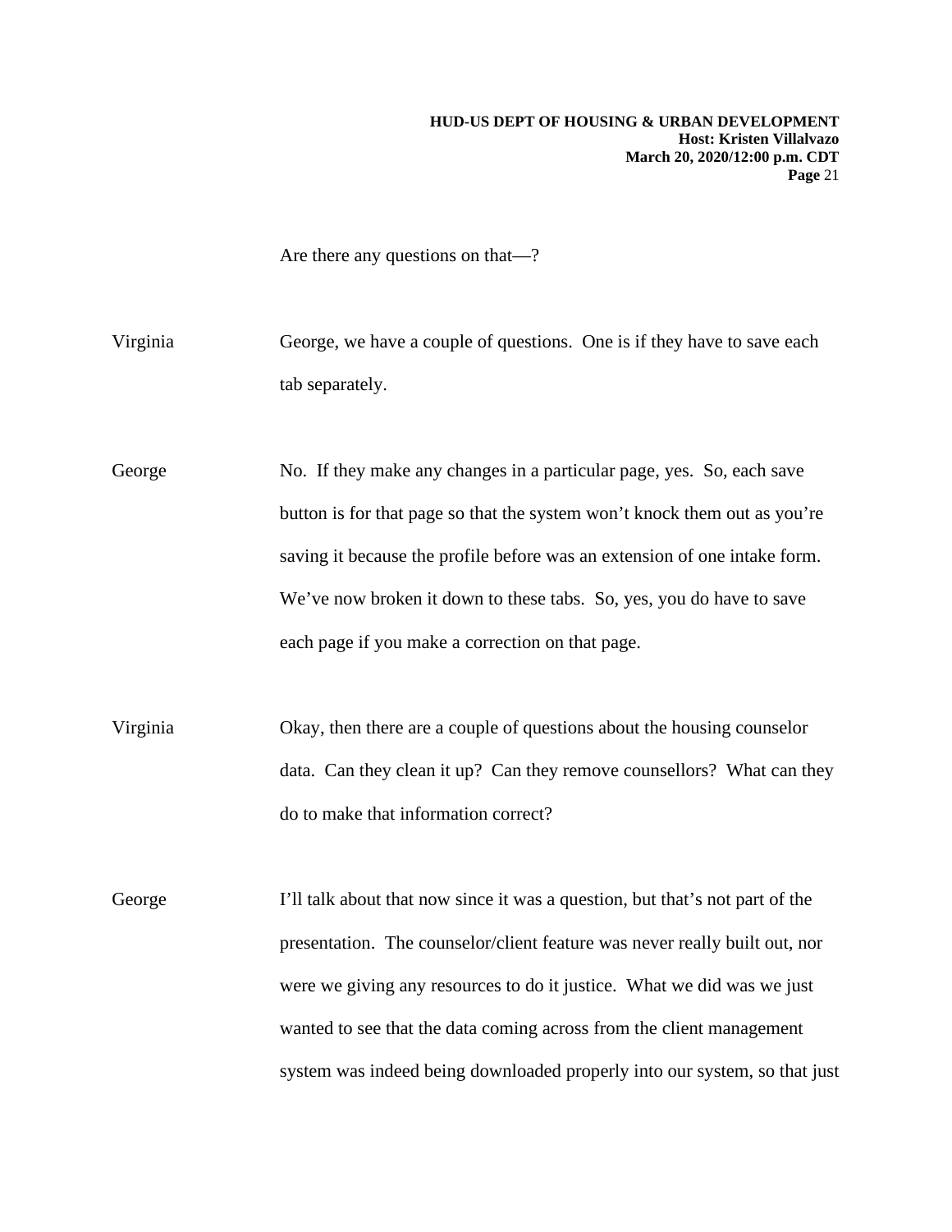Are there any questions on that—?

Virginia: George, we have a couple of questions. One is if they have to save each tab separately.

George: No. If they make any changes in a particular page, yes. So, each save button is for that page so that the system won't knock them out as you're saving it because the profile before was an extension of one intake form. We've now broken it down to these tabs. So, yes, you do have to save each page if you make a correction on that page.

Virginia: Okay, then there are a couple of questions about the housing counselor data. Can they clean it up? Can they remove counsellors? What can they do to make that information correct?

George: I'll talk about that now since it was a question, but that's not part of the presentation. The counselor/client feature was never really built out, nor were we giving any resources to do it justice. What we did was we just wanted to see that the data coming across from the client management system was indeed being downloaded properly into our system, so that just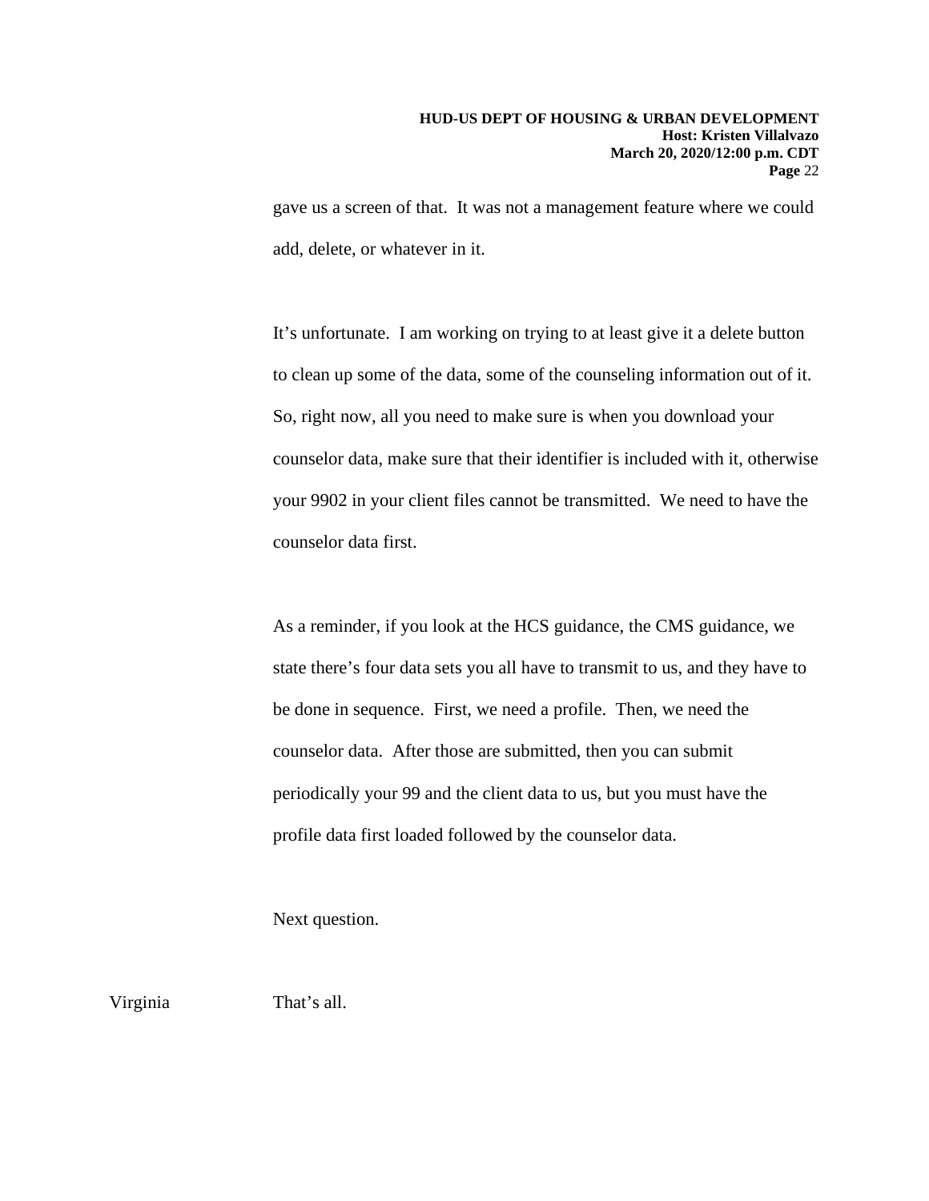gave us a screen of that. It was not a management feature where we could add, delete, or whatever in it.

It's unfortunate. I am working on trying to at least give it a delete button to clean up some of the data, some of the counseling information out of it. So, right now, all you need to make sure is when you download your counselor data, make sure that their identifier is included with it, otherwise your 9902 in your client files cannot be transmitted. We need to have the counselor data first.

As a reminder, if you look at the HCS guidance, the CMS guidance, we state there's four data sets you all have to transmit to us, and they have to be done in sequence. First, we need a profile. Then, we need the counselor data. After those are submitted, then you can submit periodically your 99 and the client data to us, but you must have the profile data first loaded followed by the counselor data.

Next question.

Virginia That's all.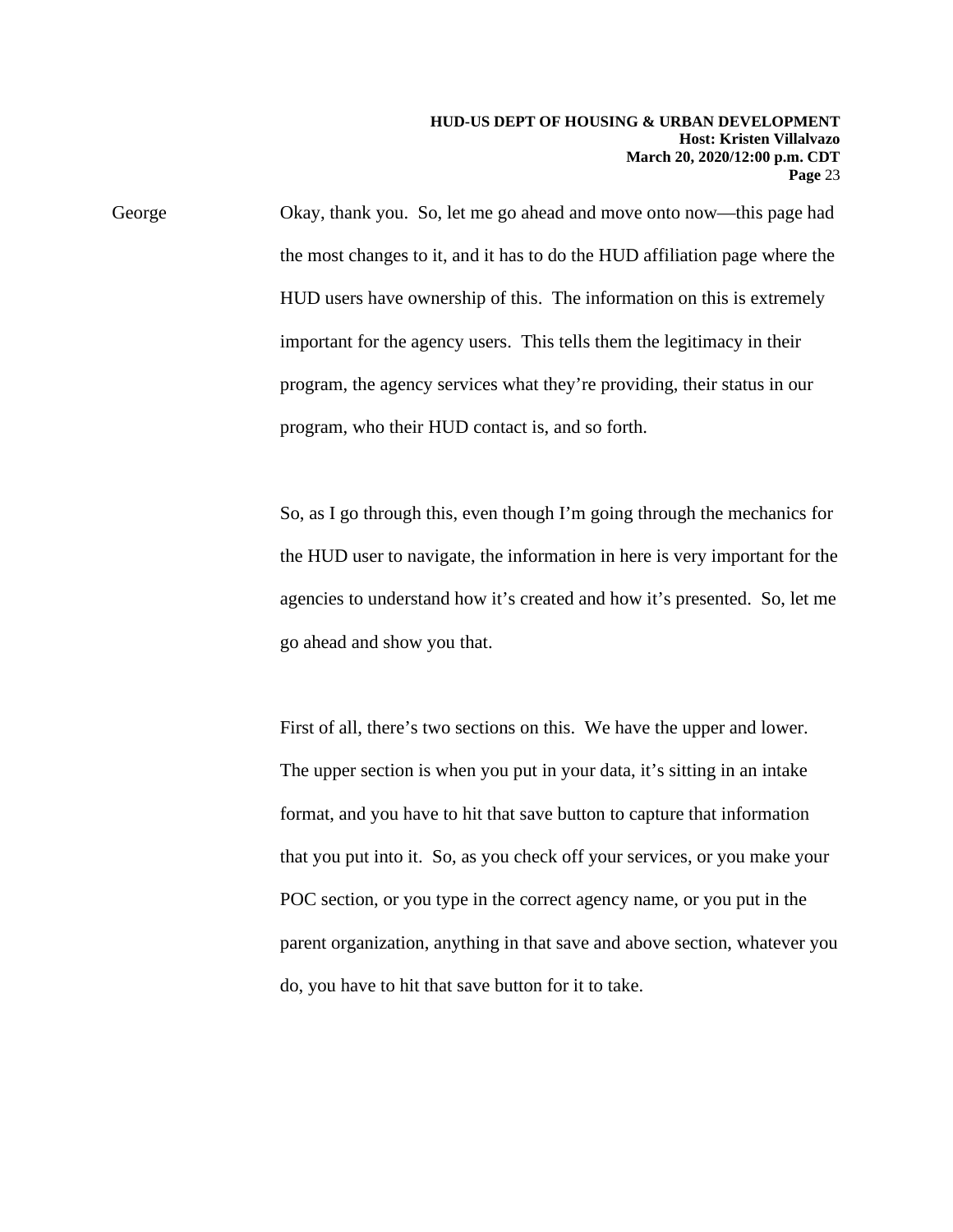George Okay, thank you. So, let me go ahead and move onto now—this page had the most changes to it, and it has to do the HUD affiliation page where the HUD users have ownership of this. The information on this is extremely important for the agency users. This tells them the legitimacy in their program, the agency services what they're providing, their status in our program, who their HUD contact is, and so forth.

So, as I go through this, even though I'm going through the mechanics for the HUD user to navigate, the information in here is very important for the agencies to understand how it's created and how it's presented. So, let me go ahead and show you that.

First of all, there's two sections on this. We have the upper and lower. The upper section is when you put in your data, it's sitting in an intake format, and you have to hit that save button to capture that information that you put into it. So, as you check off your services, or you make your POC section, or you type in the correct agency name, or you put in the parent organization, anything in that save and above section, whatever you do, you have to hit that save button for it to take.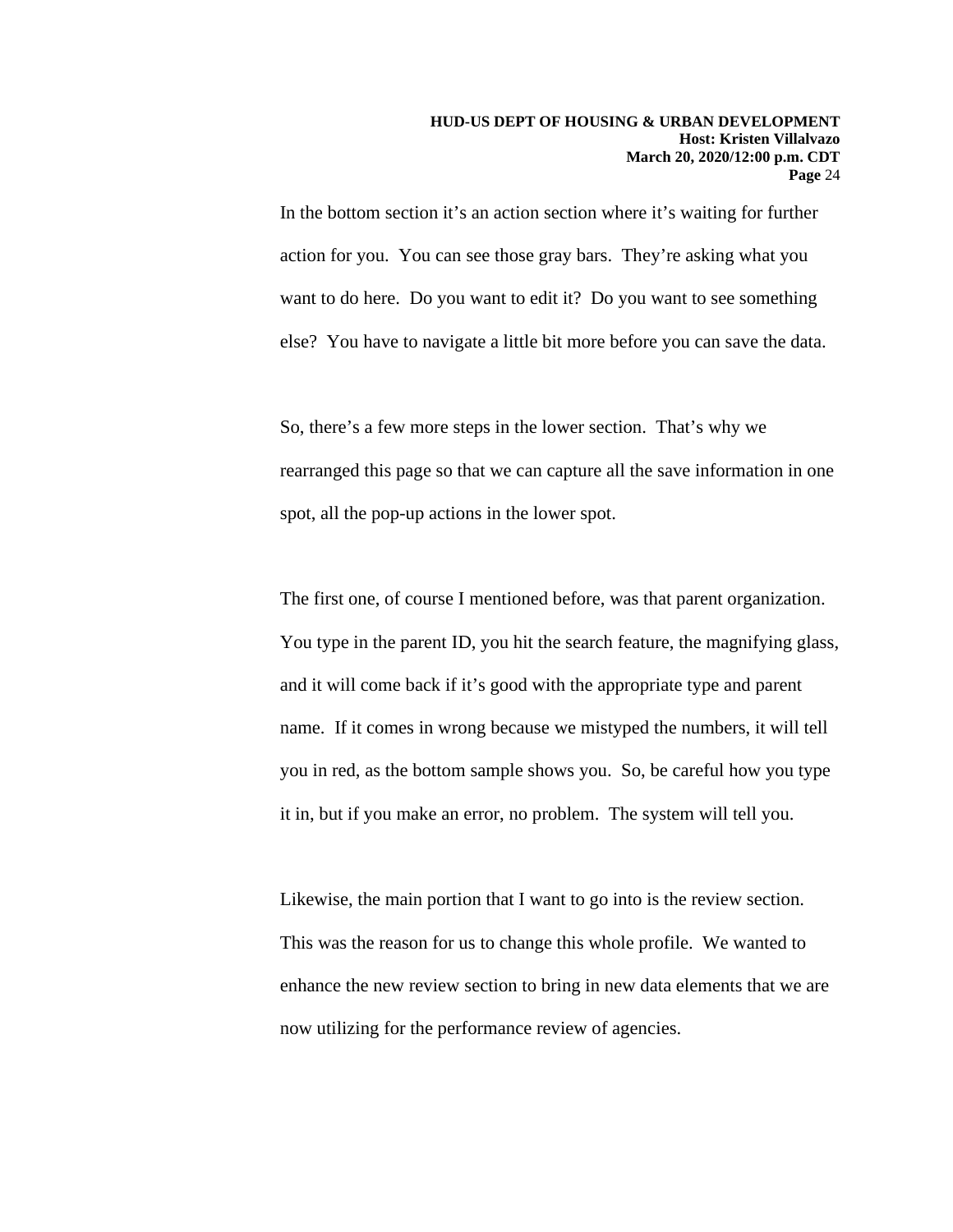In the bottom section it's an action section where it's waiting for further action for you. You can see those gray bars. They're asking what you want to do here. Do you want to edit it? Do you want to see something else? You have to navigate a little bit more before you can save the data.

So, there's a few more steps in the lower section. That's why we rearranged this page so that we can capture all the save information in one spot, all the pop-up actions in the lower spot.

The first one, of course I mentioned before, was that parent organization. You type in the parent ID, you hit the search feature, the magnifying glass, and it will come back if it's good with the appropriate type and parent name. If it comes in wrong because we mistyped the numbers, it will tell you in red, as the bottom sample shows you. So, be careful how you type it in, but if you make an error, no problem. The system will tell you.

Likewise, the main portion that I want to go into is the review section. This was the reason for us to change this whole profile. We wanted to enhance the new review section to bring in new data elements that we are now utilizing for the performance review of agencies.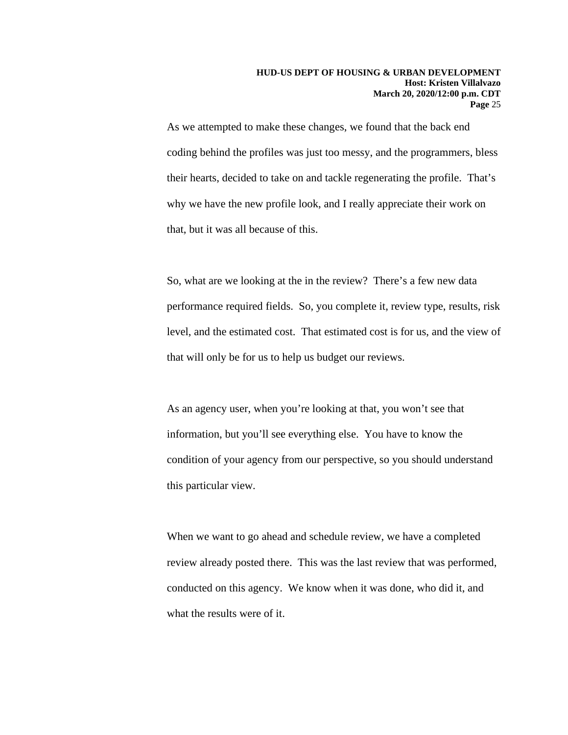As we attempted to make these changes, we found that the back end coding behind the profiles was just too messy, and the programmers, bless their hearts, decided to take on and tackle regenerating the profile. That's why we have the new profile look, and I really appreciate their work on that, but it was all because of this.

So, what are we looking at the in the review? There's a few new data performance required fields. So, you complete it, review type, results, risk level, and the estimated cost. That estimated cost is for us, and the view of that will only be for us to help us budget our reviews.

As an agency user, when you're looking at that, you won't see that information, but you'll see everything else. You have to know the condition of your agency from our perspective, so you should understand this particular view.

When we want to go ahead and schedule review, we have a completed review already posted there. This was the last review that was performed, conducted on this agency. We know when it was done, who did it, and what the results were of it.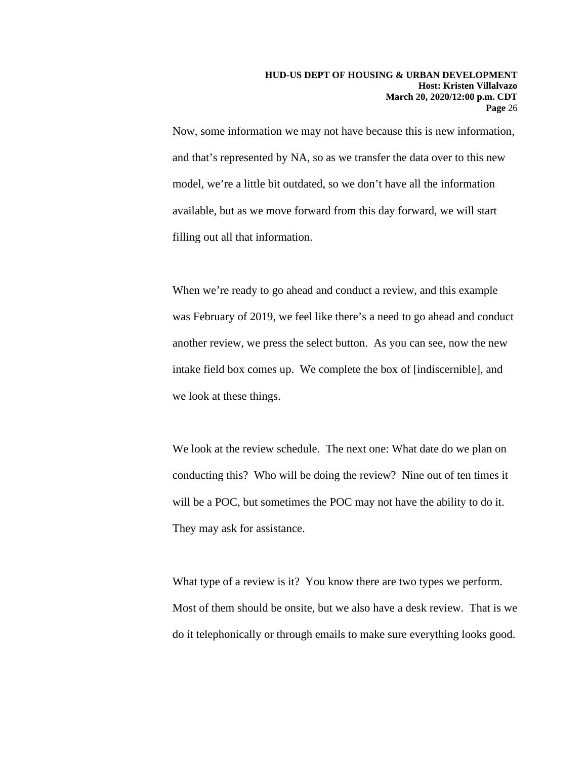Now, some information we may not have because this is new information, and that's represented by NA, so as we transfer the data over to this new model, we're a little bit outdated, so we don't have all the information available, but as we move forward from this day forward, we will start filling out all that information.

When we're ready to go ahead and conduct a review, and this example was February of 2019, we feel like there's a need to go ahead and conduct another review, we press the select button. As you can see, now the new intake field box comes up. We complete the box of [indiscernible], and we look at these things.

We look at the review schedule. The next one: What date do we plan on conducting this? Who will be doing the review? Nine out of ten times it will be a POC, but sometimes the POC may not have the ability to do it. They may ask for assistance.

What type of a review is it? You know there are two types we perform. Most of them should be onsite, but we also have a desk review. That is we do it telephonically or through emails to make sure everything looks good.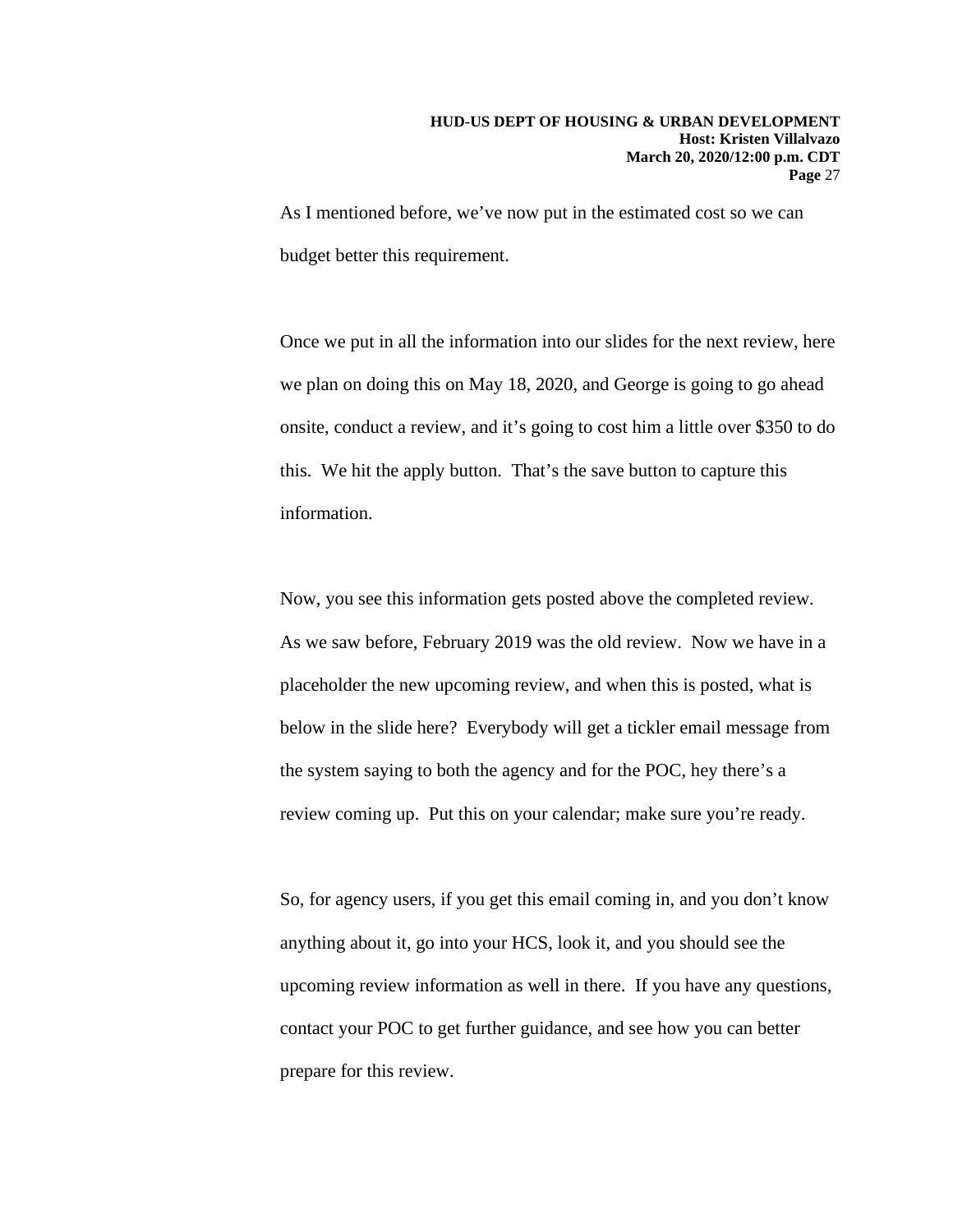As I mentioned before, we've now put in the estimated cost so we can budget better this requirement.

Once we put in all the information into our slides for the next review, here we plan on doing this on May 18, 2020, and George is going to go ahead onsite, conduct a review, and it's going to cost him a little over $350 to do this. We hit the apply button. That's the save button to capture this information.

Now, you see this information gets posted above the completed review. As we saw before, February 2019 was the old review. Now we have in a placeholder the new upcoming review, and when this is posted, what is below in the slide here? Everybody will get a tickler email message from the system saying to both the agency and for the POC, hey there's a review coming up. Put this on your calendar; make sure you're ready.

So, for agency users, if you get this email coming in, and you don't know anything about it, go into your HCS, look it, and you should see the upcoming review information as well in there. If you have any questions, contact your POC to get further guidance, and see how you can better prepare for this review.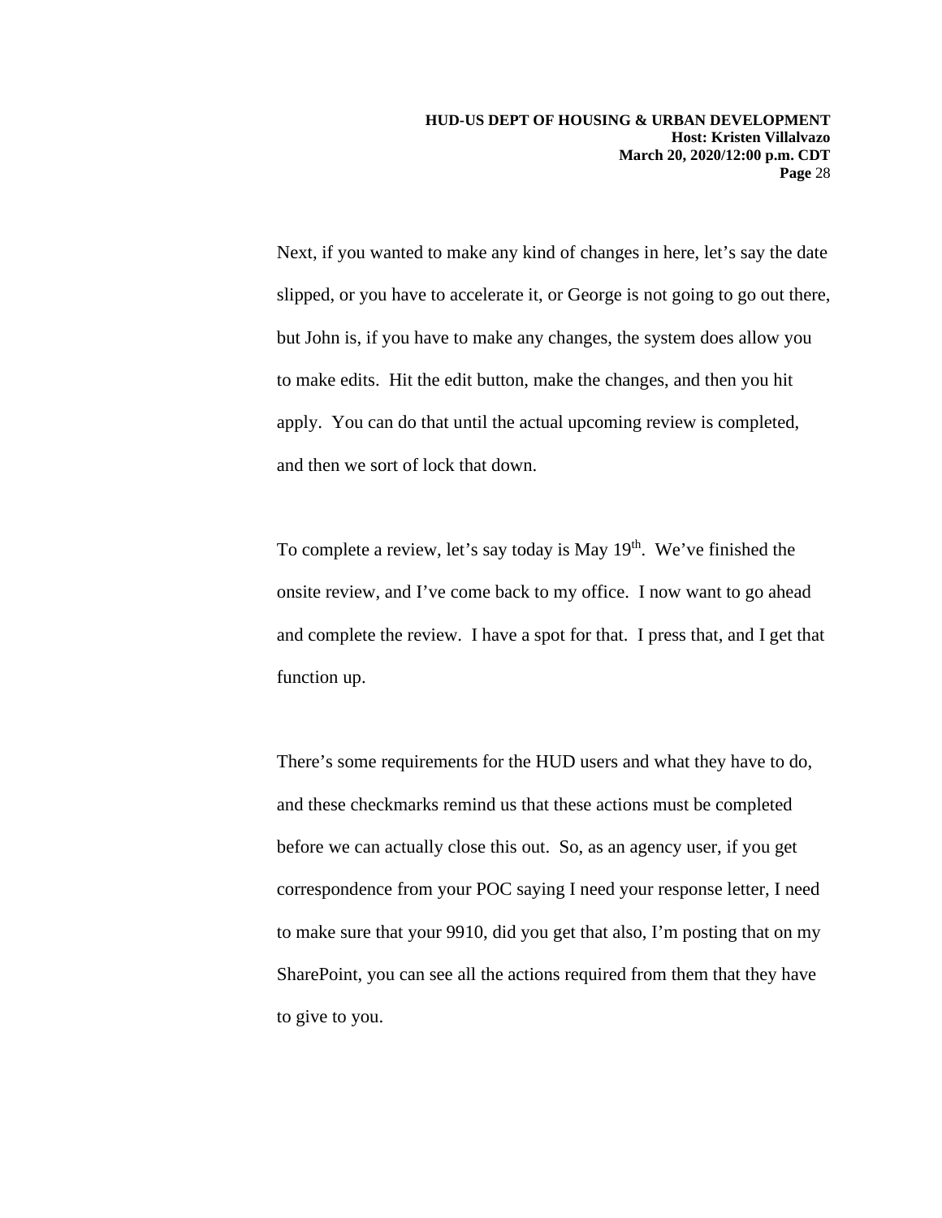Next, if you wanted to make any kind of changes in here, let's say the date slipped, or you have to accelerate it, or George is not going to go out there, but John is, if you have to make any changes, the system does allow you to make edits. Hit the edit button, make the changes, and then you hit apply. You can do that until the actual upcoming review is completed, and then we sort of lock that down.

To complete a review, let's say today is May 19th. We've finished the onsite review, and I've come back to my office. I now want to go ahead and complete the review. I have a spot for that. I press that, and I get that function up.

There's some requirements for the HUD users and what they have to do, and these checkmarks remind us that these actions must be completed before we can actually close this out. So, as an agency user, if you get correspondence from your POC saying I need your response letter, I need to make sure that your 9910, did you get that also, I'm posting that on my SharePoint, you can see all the actions required from them that they have to give to you.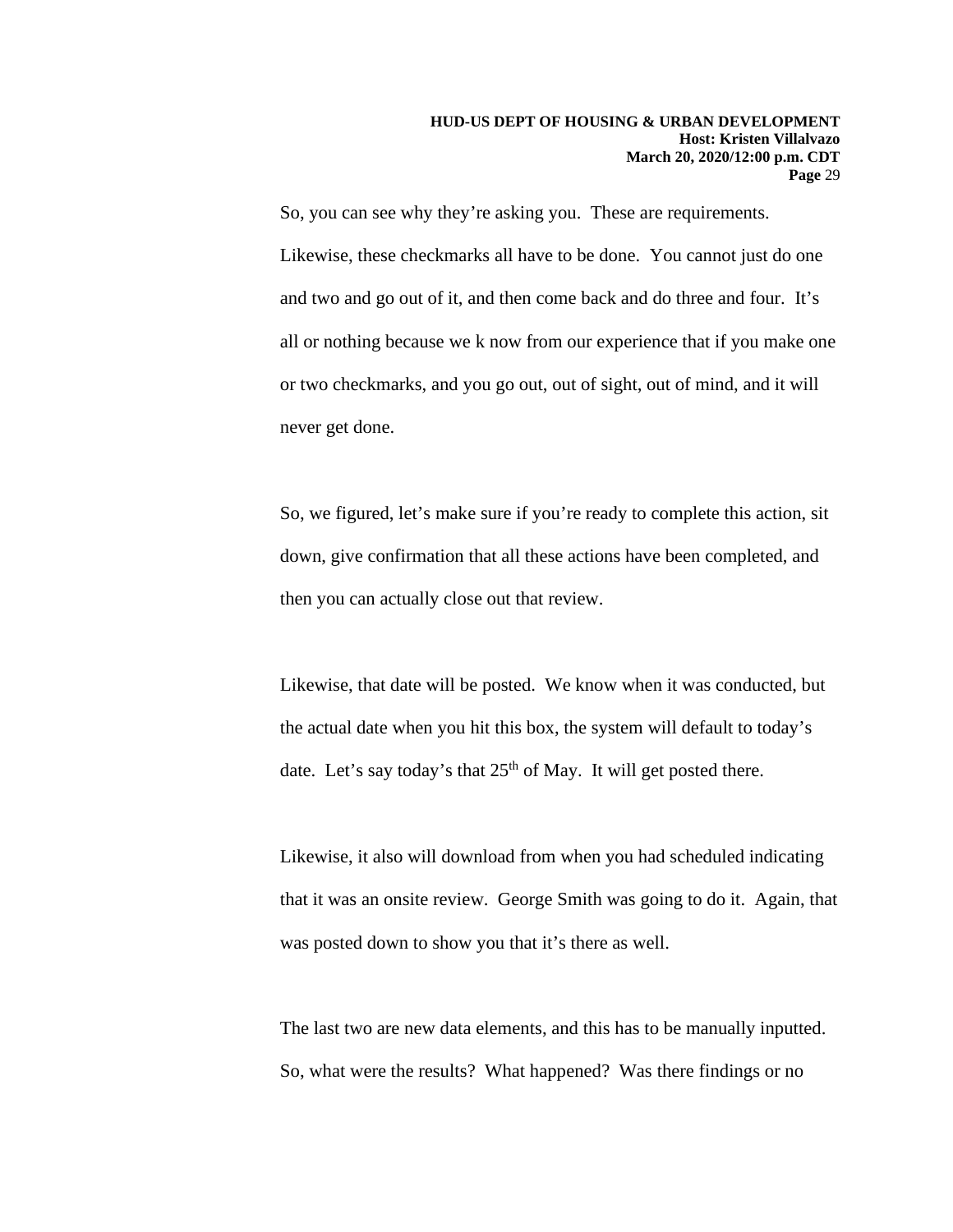So, you can see why they're asking you. These are requirements. Likewise, these checkmarks all have to be done. You cannot just do one and two and go out of it, and then come back and do three and four. It's all or nothing because we k now from our experience that if you make one or two checkmarks, and you go out, out of sight, out of mind, and it will never get done.

So, we figured, let's make sure if you're ready to complete this action, sit down, give confirmation that all these actions have been completed, and then you can actually close out that review.

Likewise, that date will be posted. We know when it was conducted, but the actual date when you hit this box, the system will default to today's date. Let's say today's that 25th of May. It will get posted there.

Likewise, it also will download from when you had scheduled indicating that it was an onsite review. George Smith was going to do it. Again, that was posted down to show you that it's there as well.

The last two are new data elements, and this has to be manually inputted. So, what were the results? What happened? Was there findings or no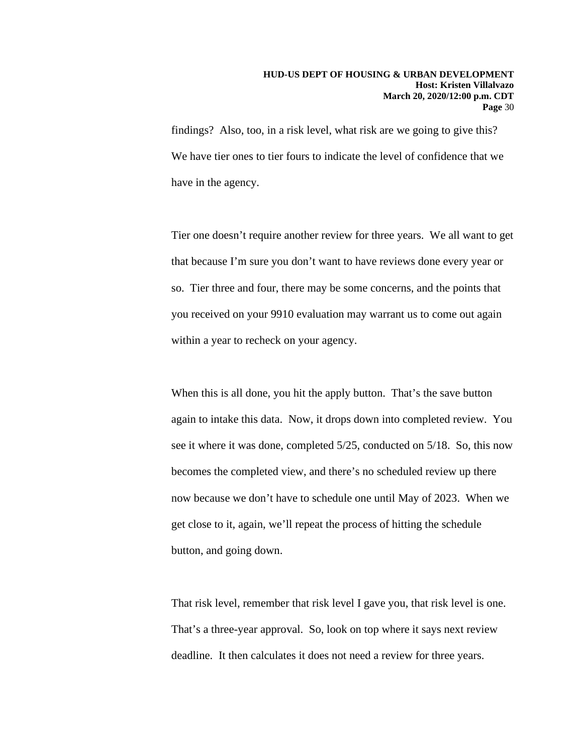findings? Also, too, in a risk level, what risk are we going to give this? We have tier ones to tier fours to indicate the level of confidence that we have in the agency.

Tier one doesn't require another review for three years. We all want to get that because I'm sure you don't want to have reviews done every year or so. Tier three and four, there may be some concerns, and the points that you received on your 9910 evaluation may warrant us to come out again within a year to recheck on your agency.

When this is all done, you hit the apply button. That's the save button again to intake this data. Now, it drops down into completed review. You see it where it was done, completed 5/25, conducted on 5/18. So, this now becomes the completed view, and there's no scheduled review up there now because we don't have to schedule one until May of 2023. When we get close to it, again, we'll repeat the process of hitting the schedule button, and going down.

That risk level, remember that risk level I gave you, that risk level is one. That's a three-year approval. So, look on top where it says next review deadline. It then calculates it does not need a review for three years.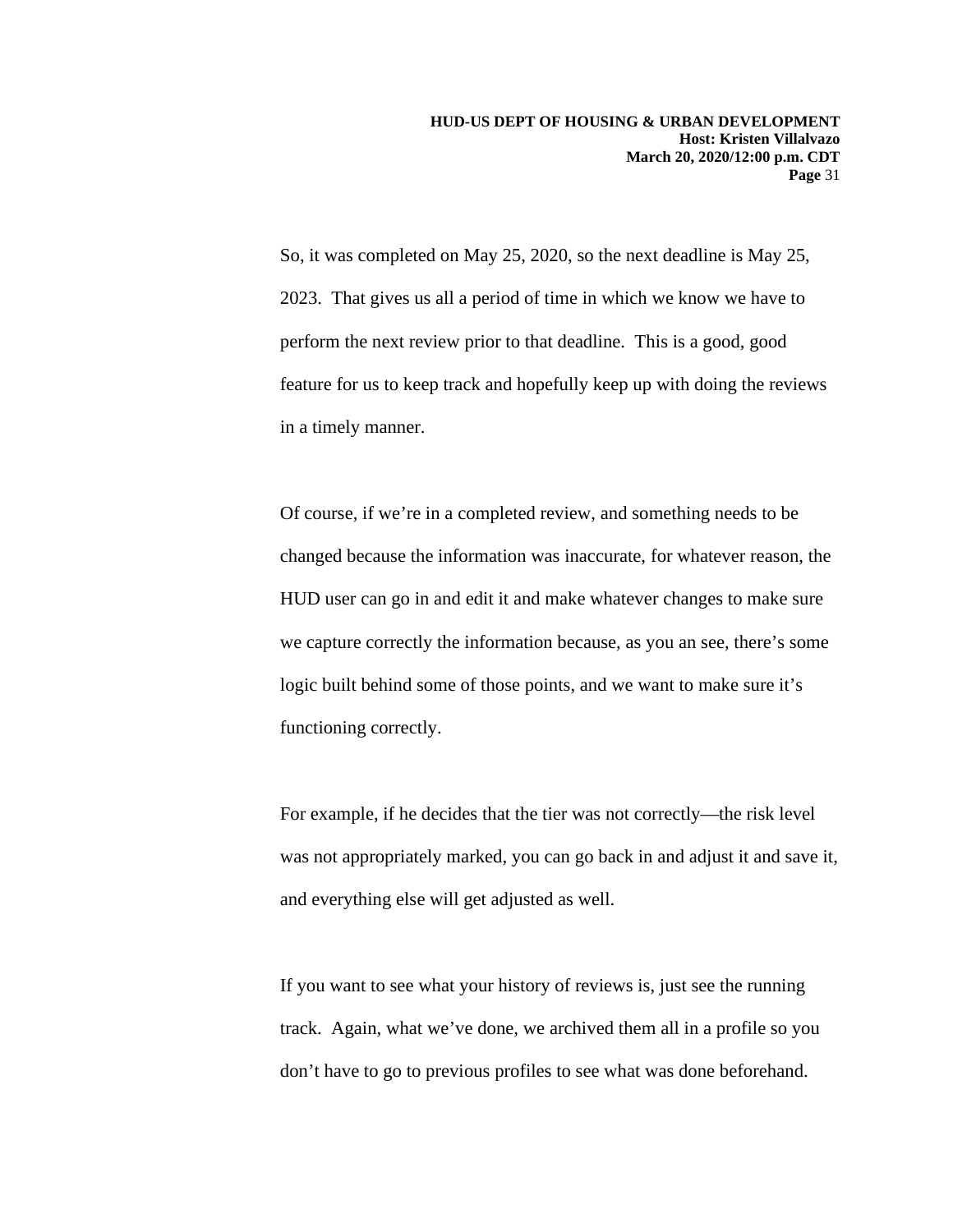So, it was completed on May 25, 2020, so the next deadline is May 25, 2023. That gives us all a period of time in which we know we have to perform the next review prior to that deadline. This is a good, good feature for us to keep track and hopefully keep up with doing the reviews in a timely manner.

Of course, if we're in a completed review, and something needs to be changed because the information was inaccurate, for whatever reason, the HUD user can go in and edit it and make whatever changes to make sure we capture correctly the information because, as you an see, there's some logic built behind some of those points, and we want to make sure it's functioning correctly.

For example, if he decides that the tier was not correctly—the risk level was not appropriately marked, you can go back in and adjust it and save it, and everything else will get adjusted as well.

If you want to see what your history of reviews is, just see the running track. Again, what we've done, we archived them all in a profile so you don't have to go to previous profiles to see what was done beforehand.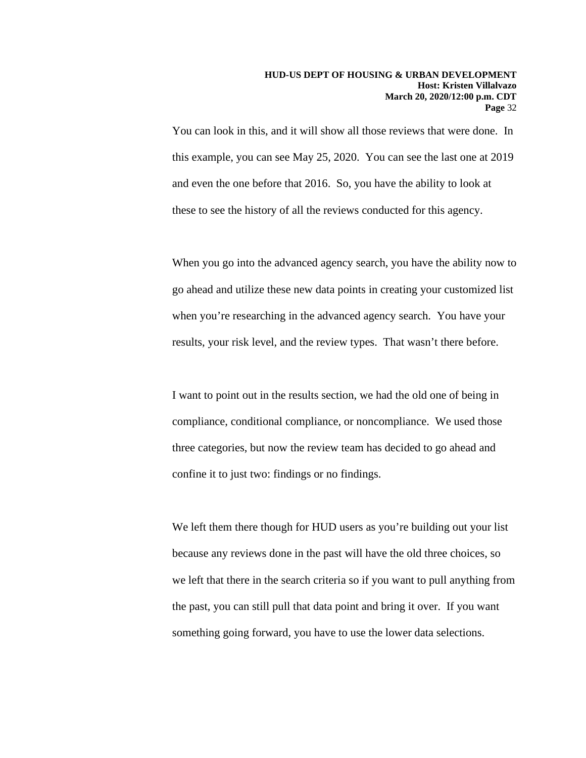You can look in this, and it will show all those reviews that were done. In this example, you can see May 25, 2020. You can see the last one at 2019 and even the one before that 2016. So, you have the ability to look at these to see the history of all the reviews conducted for this agency.

When you go into the advanced agency search, you have the ability now to go ahead and utilize these new data points in creating your customized list when you're researching in the advanced agency search. You have your results, your risk level, and the review types. That wasn't there before.

I want to point out in the results section, we had the old one of being in compliance, conditional compliance, or noncompliance. We used those three categories, but now the review team has decided to go ahead and confine it to just two: findings or no findings.

We left them there though for HUD users as you're building out your list because any reviews done in the past will have the old three choices, so we left that there in the search criteria so if you want to pull anything from the past, you can still pull that data point and bring it over. If you want something going forward, you have to use the lower data selections.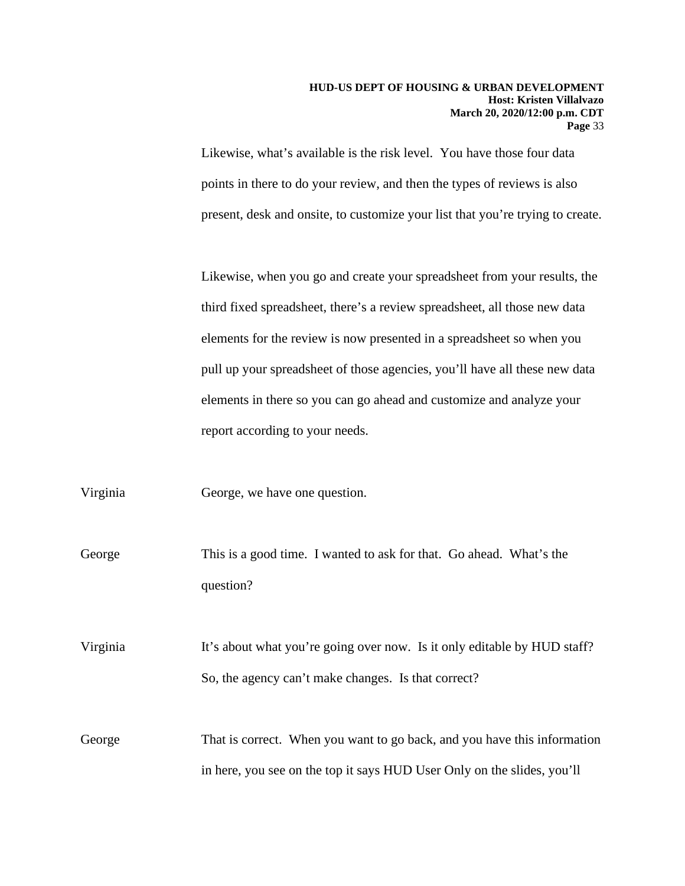Likewise, what's available is the risk level. You have those four data points in there to do your review, and then the types of reviews is also present, desk and onsite, to customize your list that you're trying to create.

Likewise, when you go and create your spreadsheet from your results, the third fixed spreadsheet, there's a review spreadsheet, all those new data elements for the review is now presented in a spreadsheet so when you pull up your spreadsheet of those agencies, you'll have all these new data elements in there so you can go ahead and customize and analyze your report according to your needs.

Virginia George, we have one question.

George This is a good time. I wanted to ask for that. Go ahead. What's the question?

Virginia It's about what you're going over now. Is it only editable by HUD staff? So, the agency can't make changes. Is that correct?

George That is correct. When you want to go back, and you have this information in here, you see on the top it says HUD User Only on the slides, you'll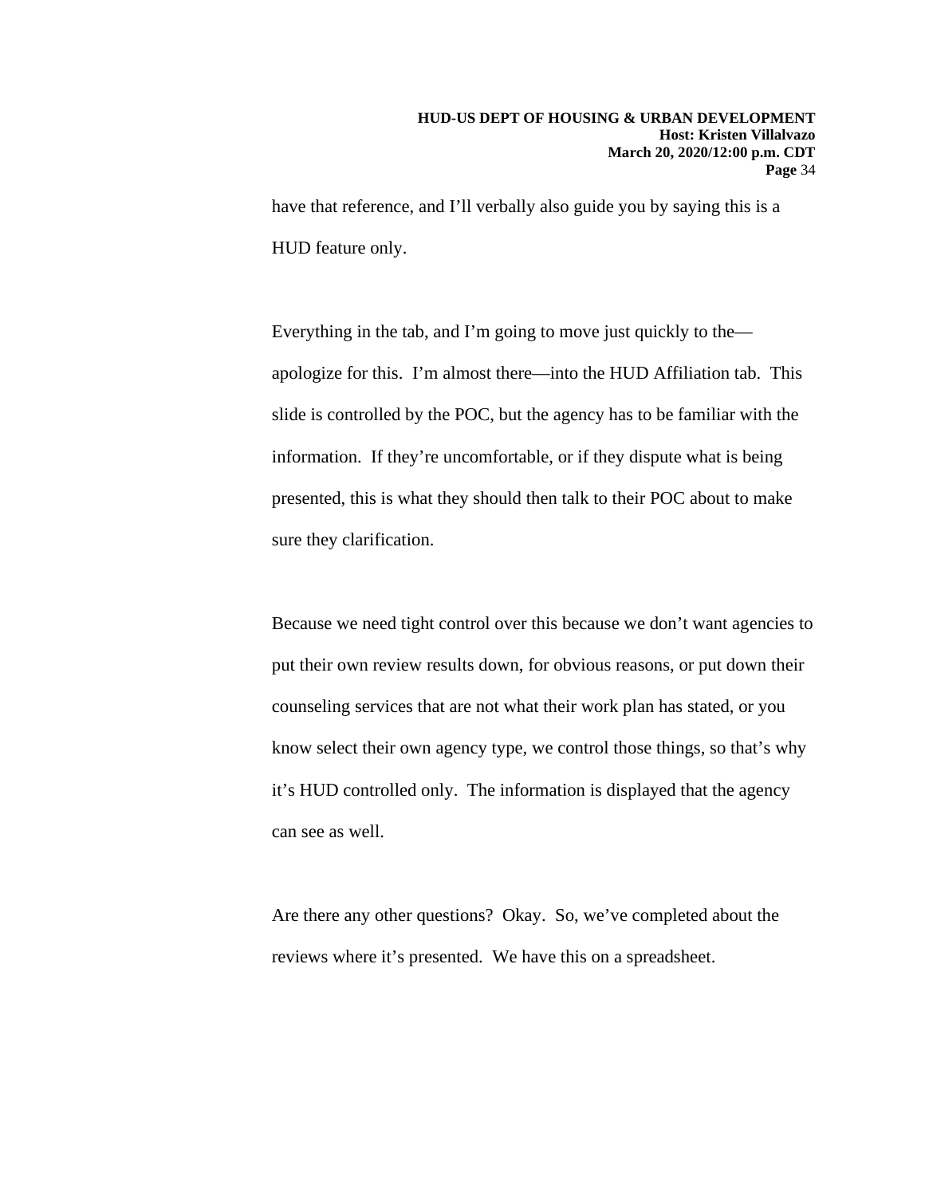have that reference, and I'll verbally also guide you by saying this is a HUD feature only.

Everything in the tab, and I'm going to move just quickly to the—apologize for this. I'm almost there—into the HUD Affiliation tab. This slide is controlled by the POC, but the agency has to be familiar with the information. If they're uncomfortable, or if they dispute what is being presented, this is what they should then talk to their POC about to make sure they clarification.

Because we need tight control over this because we don't want agencies to put their own review results down, for obvious reasons, or put down their counseling services that are not what their work plan has stated, or you know select their own agency type, we control those things, so that's why it's HUD controlled only. The information is displayed that the agency can see as well.

Are there any other questions? Okay. So, we've completed about the reviews where it's presented. We have this on a spreadsheet.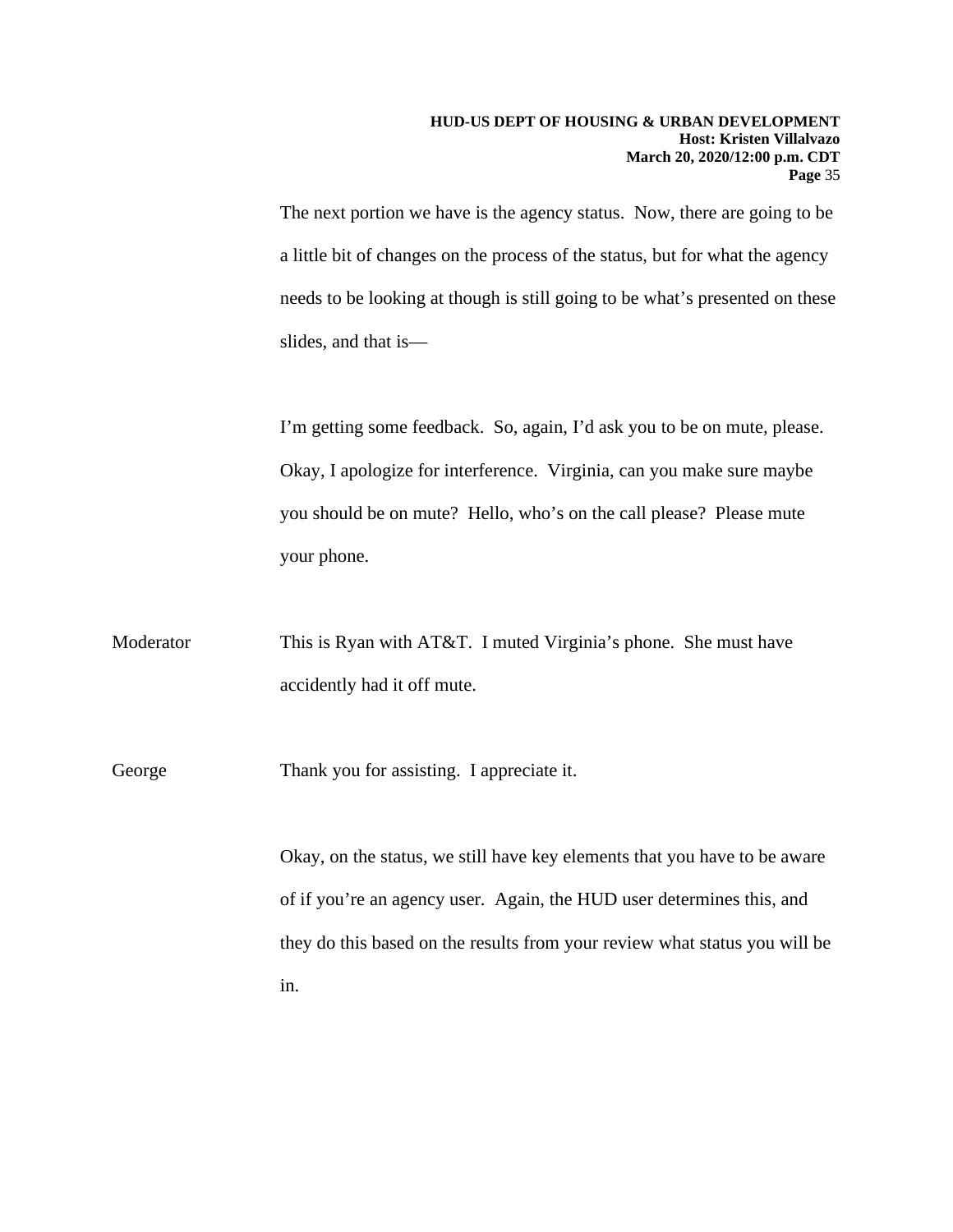The next portion we have is the agency status. Now, there are going to be a little bit of changes on the process of the status, but for what the agency needs to be looking at though is still going to be what's presented on these slides, and that is—

I'm getting some feedback. So, again, I'd ask you to be on mute, please. Okay, I apologize for interference. Virginia, can you make sure maybe you should be on mute? Hello, who's on the call please? Please mute your phone.

Moderator This is Ryan with AT&T. I muted Virginia's phone. She must have accidently had it off mute.

George Thank you for assisting. I appreciate it.

Okay, on the status, we still have key elements that you have to be aware of if you're an agency user. Again, the HUD user determines this, and they do this based on the results from your review what status you will be in.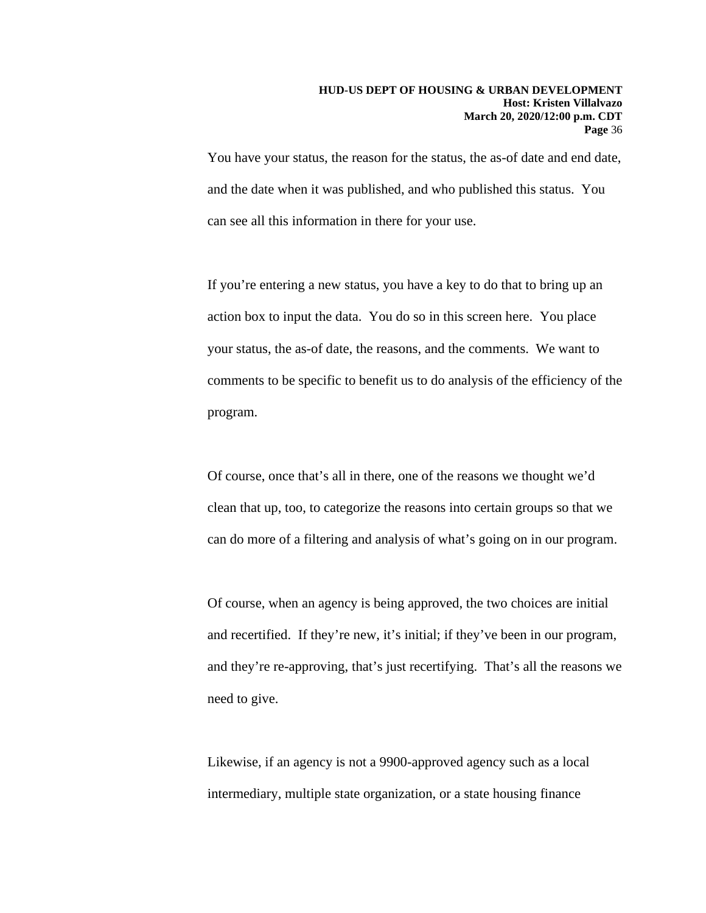You have your status, the reason for the status, the as-of date and end date, and the date when it was published, and who published this status. You can see all this information in there for your use.

If you're entering a new status, you have a key to do that to bring up an action box to input the data. You do so in this screen here. You place your status, the as-of date, the reasons, and the comments. We want to comments to be specific to benefit us to do analysis of the efficiency of the program.

Of course, once that's all in there, one of the reasons we thought we'd clean that up, too, to categorize the reasons into certain groups so that we can do more of a filtering and analysis of what's going on in our program.

Of course, when an agency is being approved, the two choices are initial and recertified. If they're new, it's initial; if they've been in our program, and they're re-approving, that's just recertifying. That's all the reasons we need to give.

Likewise, if an agency is not a 9900-approved agency such as a local intermediary, multiple state organization, or a state housing finance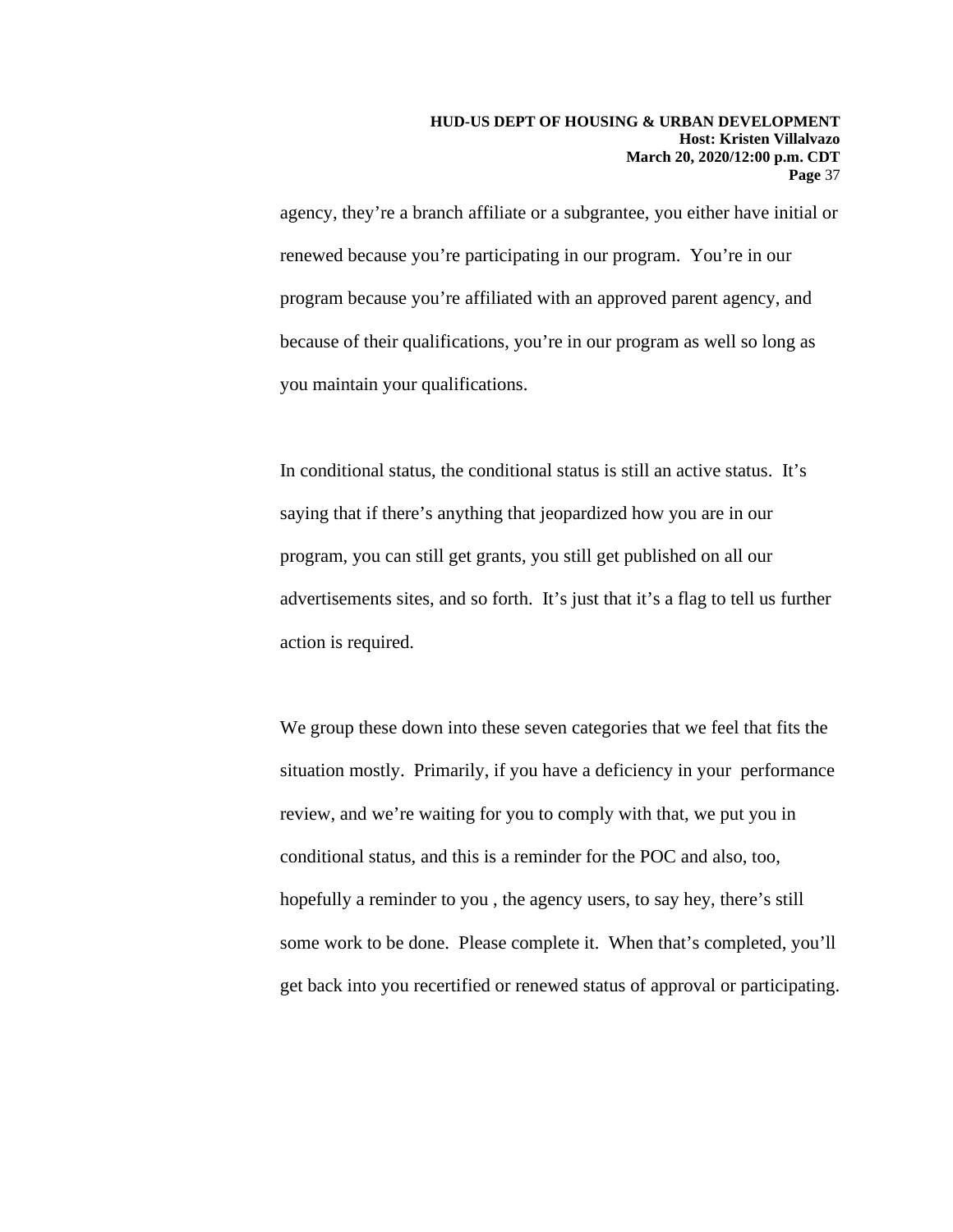agency, they're a branch affiliate or a subgrantee, you either have initial or renewed because you're participating in our program. You're in our program because you're affiliated with an approved parent agency, and because of their qualifications, you're in our program as well so long as you maintain your qualifications.

In conditional status, the conditional status is still an active status. It's saying that if there's anything that jeopardized how you are in our program, you can still get grants, you still get published on all our advertisements sites, and so forth. It's just that it's a flag to tell us further action is required.

We group these down into these seven categories that we feel that fits the situation mostly. Primarily, if you have a deficiency in your performance review, and we're waiting for you to comply with that, we put you in conditional status, and this is a reminder for the POC and also, too, hopefully a reminder to you , the agency users, to say hey, there's still some work to be done. Please complete it. When that's completed, you'll get back into you recertified or renewed status of approval or participating.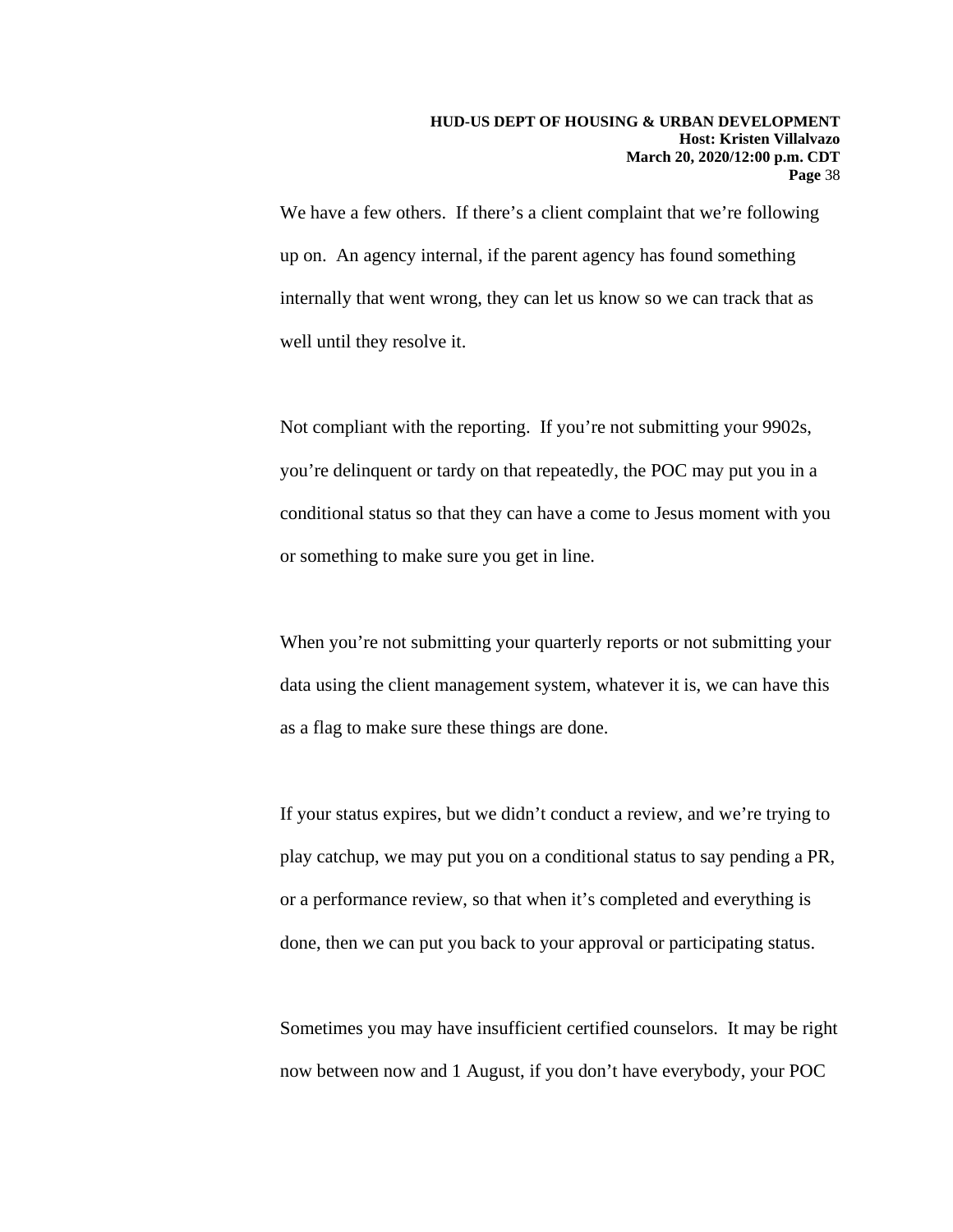We have a few others. If there's a client complaint that we're following up on. An agency internal, if the parent agency has found something internally that went wrong, they can let us know so we can track that as well until they resolve it.

Not compliant with the reporting. If you're not submitting your 9902s, you're delinquent or tardy on that repeatedly, the POC may put you in a conditional status so that they can have a come to Jesus moment with you or something to make sure you get in line.

When you're not submitting your quarterly reports or not submitting your data using the client management system, whatever it is, we can have this as a flag to make sure these things are done.

If your status expires, but we didn't conduct a review, and we're trying to play catchup, we may put you on a conditional status to say pending a PR, or a performance review, so that when it's completed and everything is done, then we can put you back to your approval or participating status.

Sometimes you may have insufficient certified counselors. It may be right now between now and 1 August, if you don't have everybody, your POC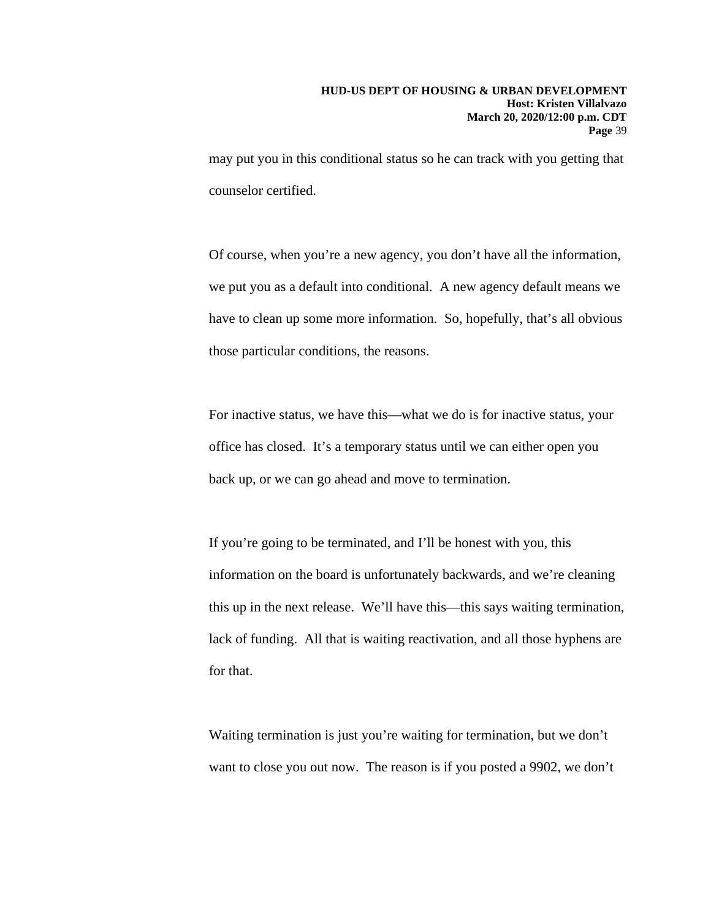may put you in this conditional status so he can track with you getting that counselor certified.

Of course, when you're a new agency, you don't have all the information, we put you as a default into conditional. A new agency default means we have to clean up some more information. So, hopefully, that's all obvious those particular conditions, the reasons.

For inactive status, we have this—what we do is for inactive status, your office has closed. It's a temporary status until we can either open you back up, or we can go ahead and move to termination.

If you're going to be terminated, and I'll be honest with you, this information on the board is unfortunately backwards, and we're cleaning this up in the next release. We'll have this—this says waiting termination, lack of funding. All that is waiting reactivation, and all those hyphens are for that.

Waiting termination is just you're waiting for termination, but we don't want to close you out now. The reason is if you posted a 9902, we don't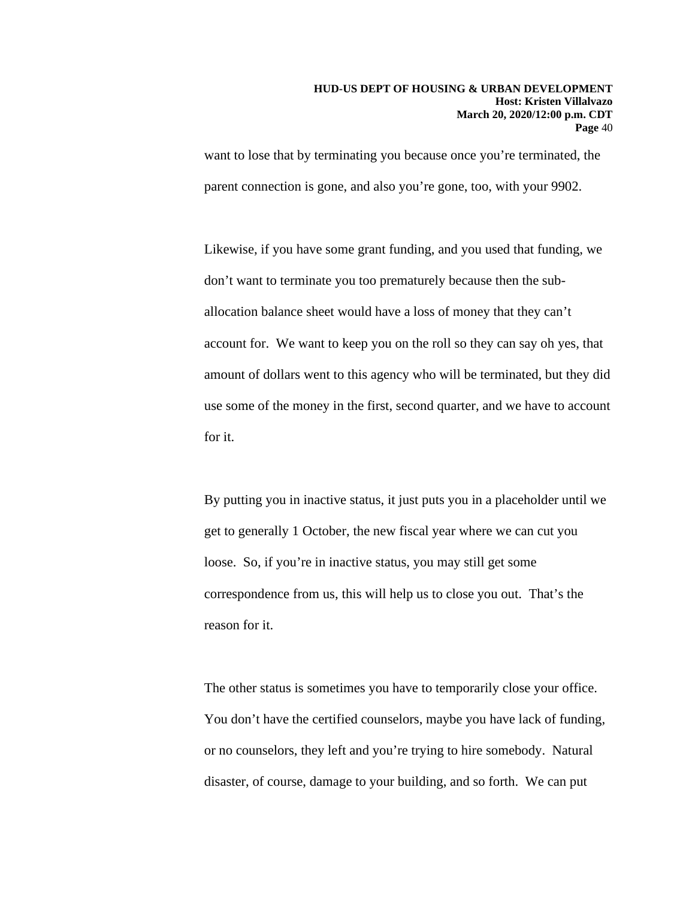want to lose that by terminating you because once you're terminated, the parent connection is gone, and also you're gone, too, with your 9902.

Likewise, if you have some grant funding, and you used that funding, we don't want to terminate you too prematurely because then the sub-allocation balance sheet would have a loss of money that they can't account for. We want to keep you on the roll so they can say oh yes, that amount of dollars went to this agency who will be terminated, but they did use some of the money in the first, second quarter, and we have to account for it.

By putting you in inactive status, it just puts you in a placeholder until we get to generally 1 October, the new fiscal year where we can cut you loose. So, if you're in inactive status, you may still get some correspondence from us, this will help us to close you out. That's the reason for it.

The other status is sometimes you have to temporarily close your office. You don't have the certified counselors, maybe you have lack of funding, or no counselors, they left and you're trying to hire somebody. Natural disaster, of course, damage to your building, and so forth. We can put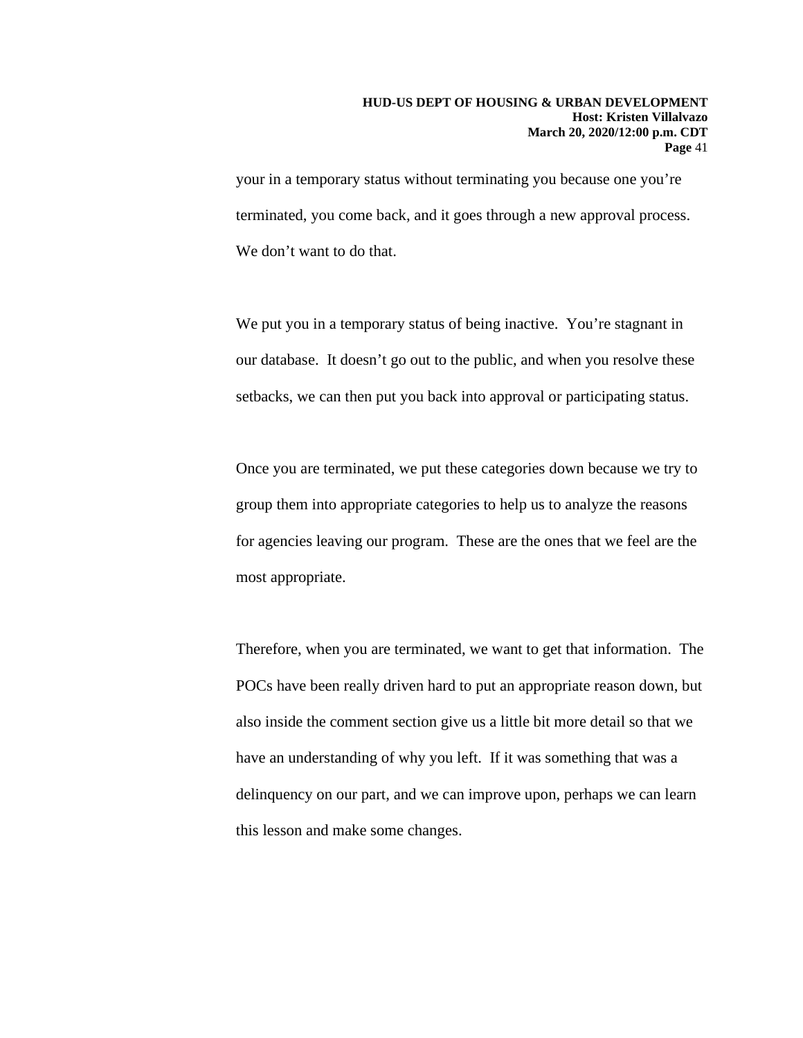your in a temporary status without terminating you because one you're terminated, you come back, and it goes through a new approval process. We don't want to do that.

We put you in a temporary status of being inactive. You're stagnant in our database. It doesn't go out to the public, and when you resolve these setbacks, we can then put you back into approval or participating status.

Once you are terminated, we put these categories down because we try to group them into appropriate categories to help us to analyze the reasons for agencies leaving our program. These are the ones that we feel are the most appropriate.

Therefore, when you are terminated, we want to get that information. The POCs have been really driven hard to put an appropriate reason down, but also inside the comment section give us a little bit more detail so that we have an understanding of why you left. If it was something that was a delinquency on our part, and we can improve upon, perhaps we can learn this lesson and make some changes.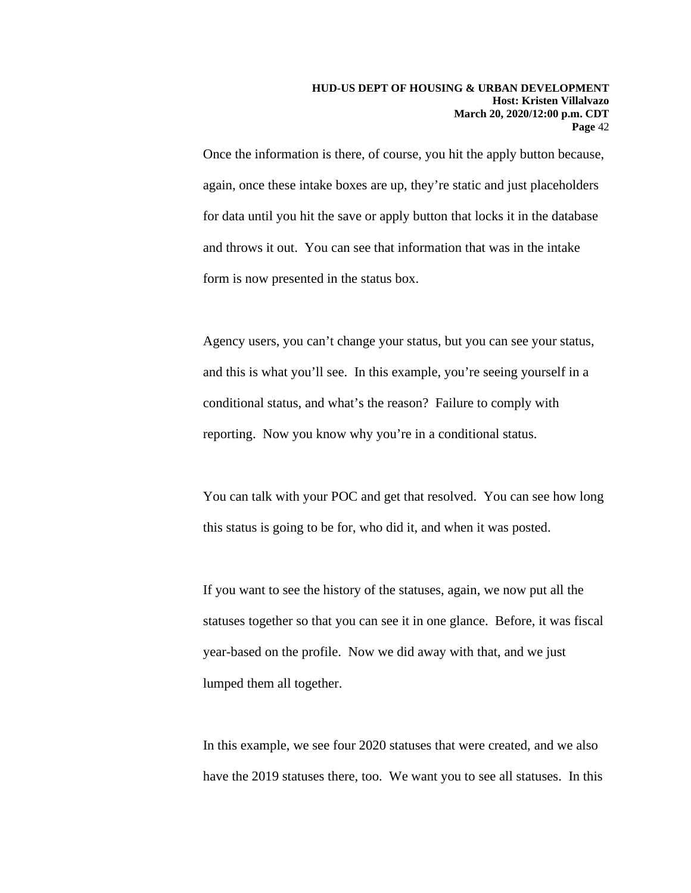Once the information is there, of course, you hit the apply button because, again, once these intake boxes are up, they’re static and just placeholders for data until you hit the save or apply button that locks it in the database and throws it out. You can see that information that was in the intake form is now presented in the status box.

Agency users, you can’t change your status, but you can see your status, and this is what you’ll see. In this example, you’re seeing yourself in a conditional status, and what’s the reason? Failure to comply with reporting. Now you know why you’re in a conditional status.

You can talk with your POC and get that resolved. You can see how long this status is going to be for, who did it, and when it was posted.

If you want to see the history of the statuses, again, we now put all the statuses together so that you can see it in one glance. Before, it was fiscal year-based on the profile. Now we did away with that, and we just lumped them all together.

In this example, we see four 2020 statuses that were created, and we also have the 2019 statuses there, too. We want you to see all statuses. In this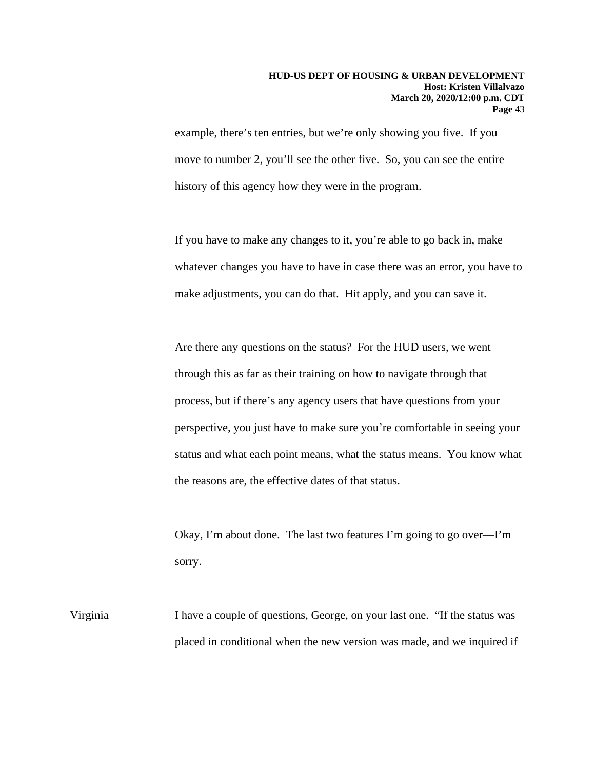example, there's ten entries, but we're only showing you five. If you move to number 2, you'll see the other five. So, you can see the entire history of this agency how they were in the program.

If you have to make any changes to it, you're able to go back in, make whatever changes you have to have in case there was an error, you have to make adjustments, you can do that. Hit apply, and you can save it.

Are there any questions on the status? For the HUD users, we went through this as far as their training on how to navigate through that process, but if there's any agency users that have questions from your perspective, you just have to make sure you're comfortable in seeing your status and what each point means, what the status means. You know what the reasons are, the effective dates of that status.

Okay, I'm about done. The last two features I'm going to go over—I'm sorry.

Virginia: I have a couple of questions, George, on your last one. "If the status was placed in conditional when the new version was made, and we inquired if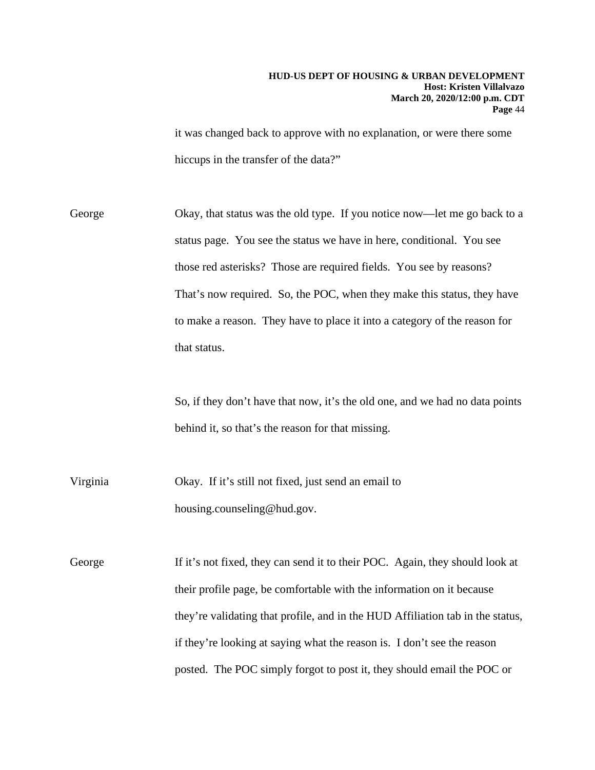it was changed back to approve with no explanation, or were there some hiccups in the transfer of the data?"

George Okay, that status was the old type. If you notice now—let me go back to a status page. You see the status we have in here, conditional. You see those red asterisks? Those are required fields. You see by reasons? That's now required. So, the POC, when they make this status, they have to make a reason. They have to place it into a category of the reason for that status.

So, if they don't have that now, it's the old one, and we had no data points behind it, so that's the reason for that missing.

Virginia Okay. If it's still not fixed, just send an email to housing.counseling@hud.gov.

George If it's not fixed, they can send it to their POC. Again, they should look at their profile page, be comfortable with the information on it because they're validating that profile, and in the HUD Affiliation tab in the status, if they're looking at saying what the reason is. I don't see the reason posted. The POC simply forgot to post it, they should email the POC or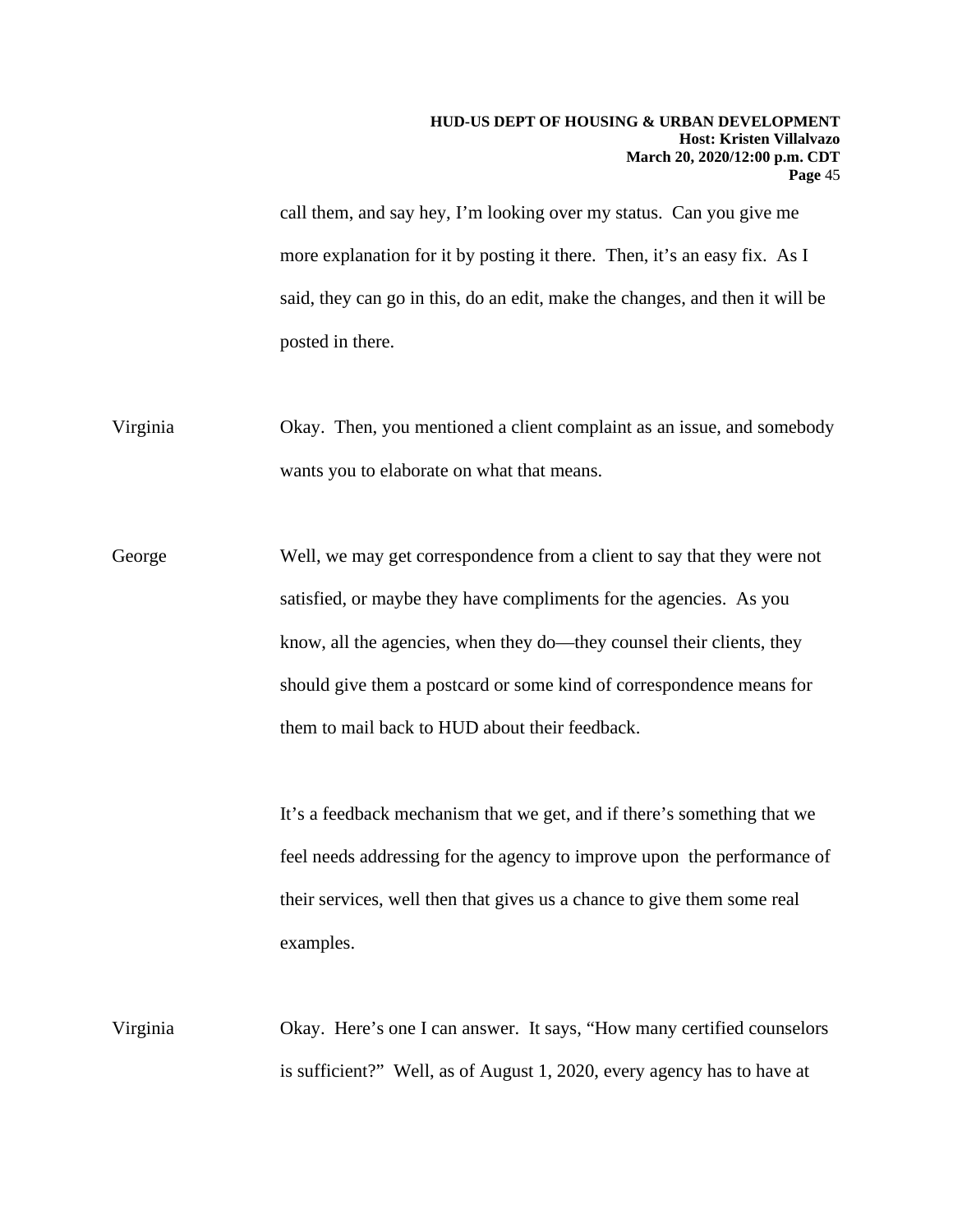call them, and say hey, I'm looking over my status. Can you give me more explanation for it by posting it there. Then, it's an easy fix. As I said, they can go in this, do an edit, make the changes, and then it will be posted in there.

Virginia Okay. Then, you mentioned a client complaint as an issue, and somebody wants you to elaborate on what that means.

George Well, we may get correspondence from a client to say that they were not satisfied, or maybe they have compliments for the agencies. As you know, all the agencies, when they do—they counsel their clients, they should give them a postcard or some kind of correspondence means for them to mail back to HUD about their feedback.

It's a feedback mechanism that we get, and if there's something that we feel needs addressing for the agency to improve upon the performance of their services, well then that gives us a chance to give them some real examples.

Virginia Okay. Here's one I can answer. It says, "How many certified counselors is sufficient?" Well, as of August 1, 2020, every agency has to have at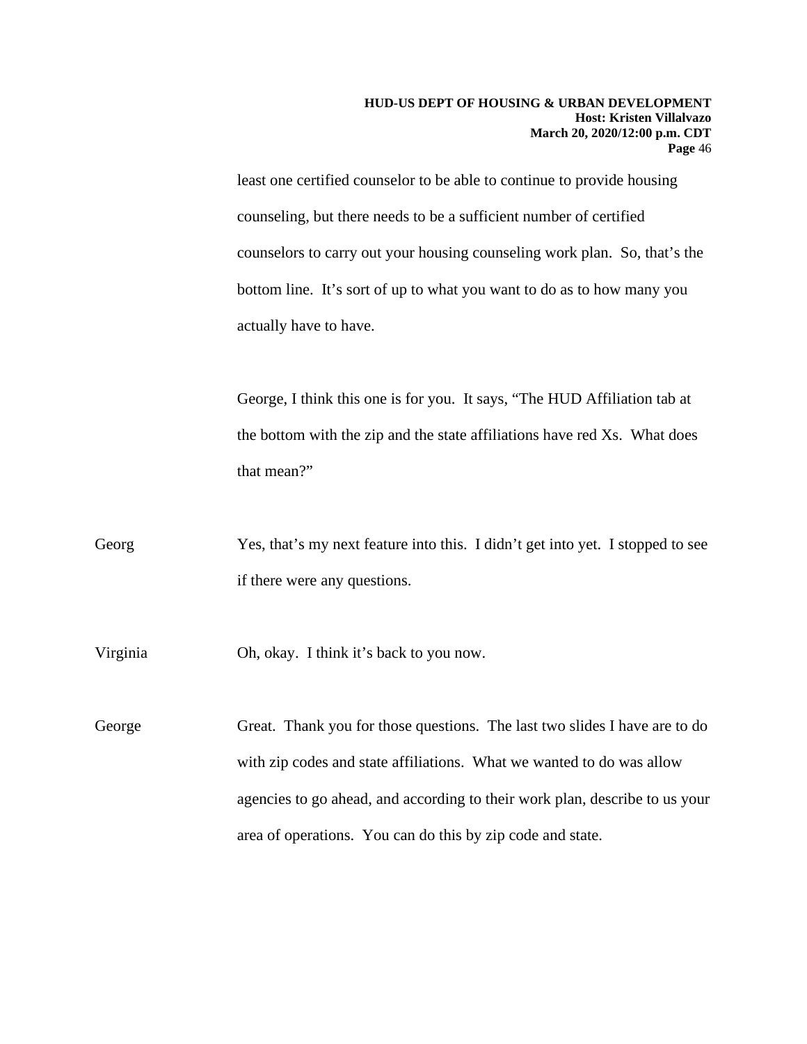least one certified counselor to be able to continue to provide housing counseling, but there needs to be a sufficient number of certified counselors to carry out your housing counseling work plan. So, that's the bottom line. It's sort of up to what you want to do as to how many you actually have to have.

George, I think this one is for you. It says, "The HUD Affiliation tab at the bottom with the zip and the state affiliations have red Xs. What does that mean?"

Georg — Yes, that's my next feature into this. I didn't get into yet. I stopped to see if there were any questions.

Virginia — Oh, okay. I think it's back to you now.

George — Great. Thank you for those questions. The last two slides I have are to do with zip codes and state affiliations. What we wanted to do was allow agencies to go ahead, and according to their work plan, describe to us your area of operations. You can do this by zip code and state.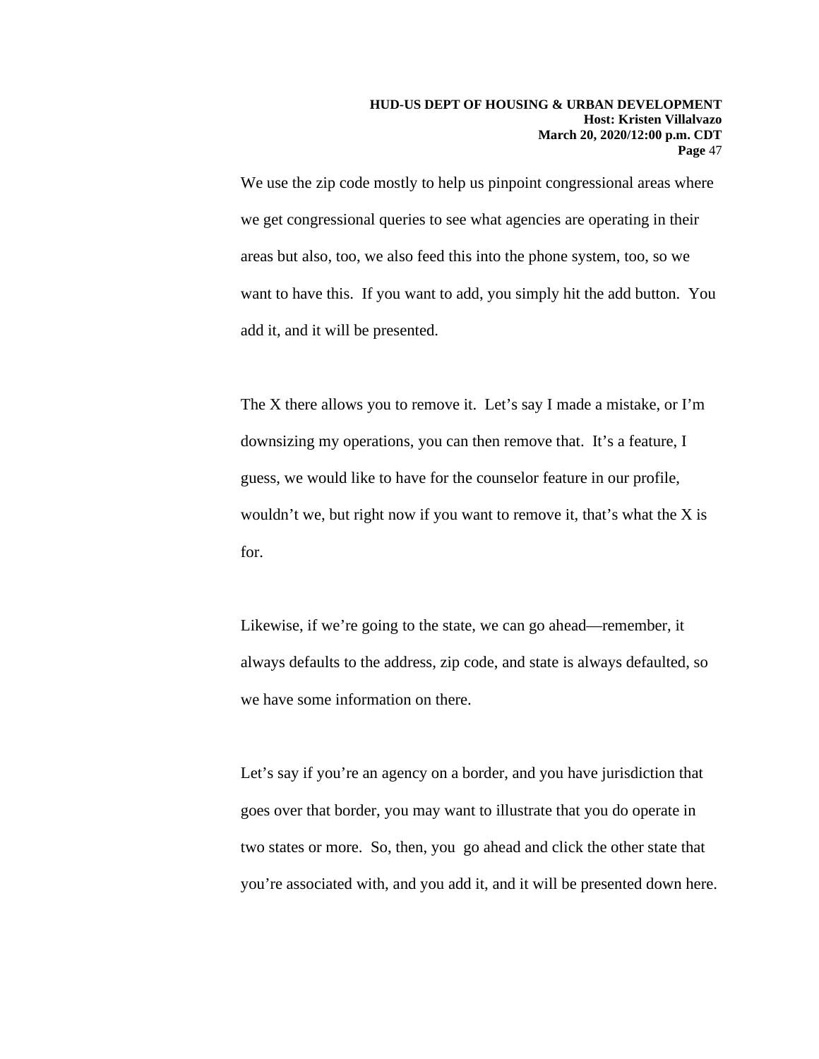We use the zip code mostly to help us pinpoint congressional areas where we get congressional queries to see what agencies are operating in their areas but also, too, we also feed this into the phone system, too, so we want to have this.  If you want to add, you simply hit the add button.  You add it, and it will be presented.

The X there allows you to remove it.  Let's say I made a mistake, or I'm downsizing my operations, you can then remove that.  It's a feature, I guess, we would like to have for the counselor feature in our profile, wouldn't we, but right now if you want to remove it, that's what the X is for.

Likewise, if we're going to the state, we can go ahead—remember, it always defaults to the address, zip code, and state is always defaulted, so we have some information on there.

Let's say if you're an agency on a border, and you have jurisdiction that goes over that border, you may want to illustrate that you do operate in two states or more.  So, then, you  go ahead and click the other state that you're associated with, and you add it, and it will be presented down here.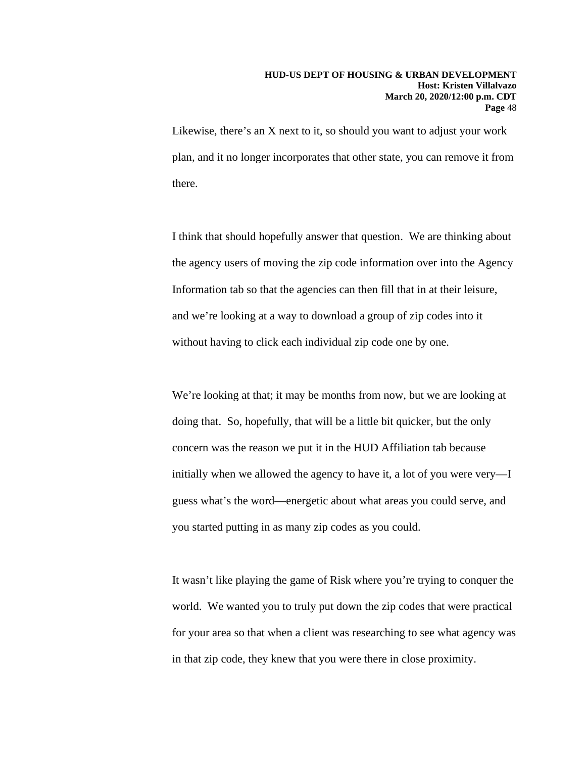Likewise, there's an X next to it, so should you want to adjust your work plan, and it no longer incorporates that other state, you can remove it from there.

I think that should hopefully answer that question. We are thinking about the agency users of moving the zip code information over into the Agency Information tab so that the agencies can then fill that in at their leisure, and we're looking at a way to download a group of zip codes into it without having to click each individual zip code one by one.

We're looking at that; it may be months from now, but we are looking at doing that. So, hopefully, that will be a little bit quicker, but the only concern was the reason we put it in the HUD Affiliation tab because initially when we allowed the agency to have it, a lot of you were very—I guess what's the word—energetic about what areas you could serve, and you started putting in as many zip codes as you could.

It wasn't like playing the game of Risk where you're trying to conquer the world. We wanted you to truly put down the zip codes that were practical for your area so that when a client was researching to see what agency was in that zip code, they knew that you were there in close proximity.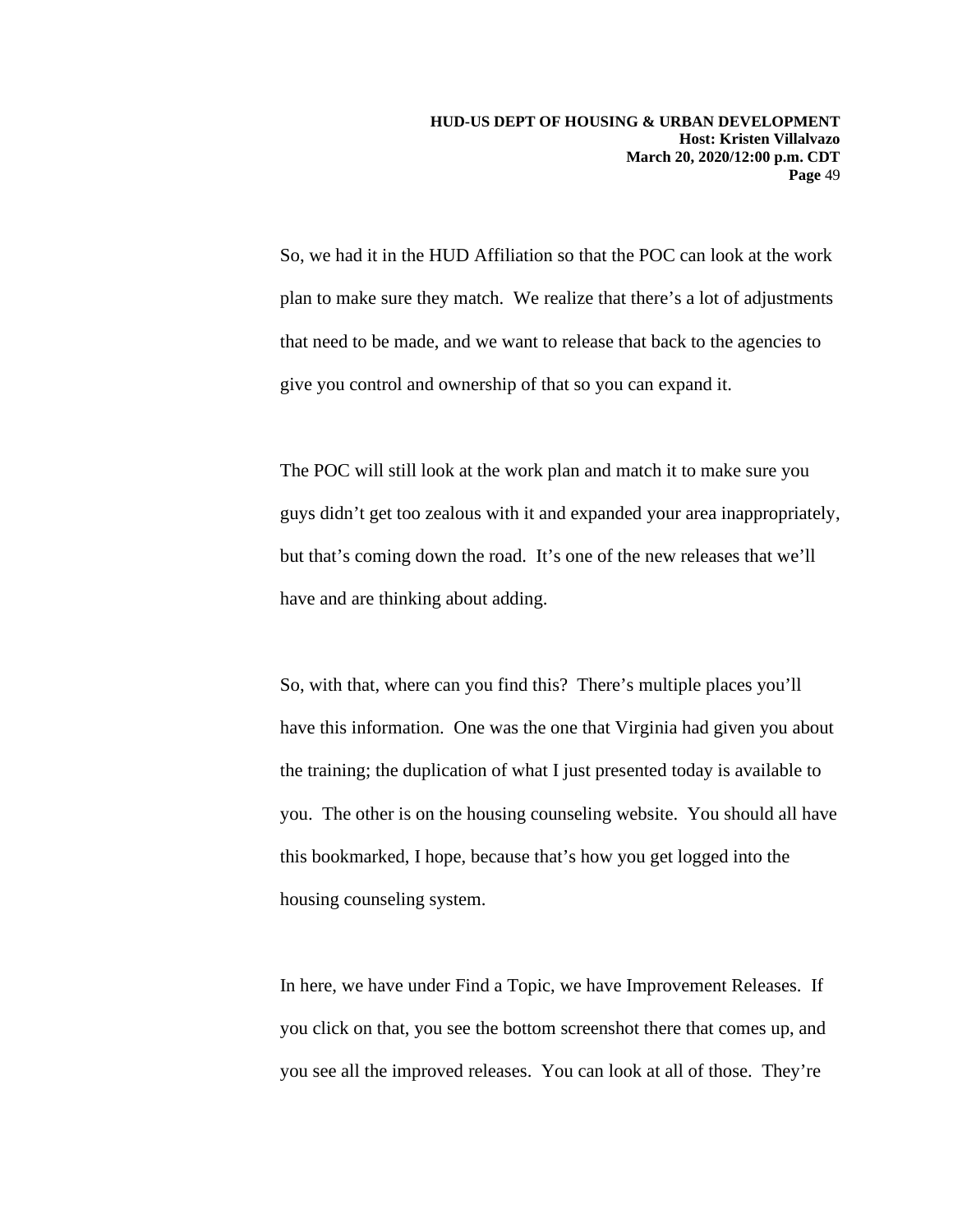So, we had it in the HUD Affiliation so that the POC can look at the work plan to make sure they match. We realize that there's a lot of adjustments that need to be made, and we want to release that back to the agencies to give you control and ownership of that so you can expand it.

The POC will still look at the work plan and match it to make sure you guys didn't get too zealous with it and expanded your area inappropriately, but that's coming down the road. It's one of the new releases that we'll have and are thinking about adding.

So, with that, where can you find this? There's multiple places you'll have this information. One was the one that Virginia had given you about the training; the duplication of what I just presented today is available to you. The other is on the housing counseling website. You should all have this bookmarked, I hope, because that's how you get logged into the housing counseling system.

In here, we have under Find a Topic, we have Improvement Releases. If you click on that, you see the bottom screenshot there that comes up, and you see all the improved releases. You can look at all of those. They're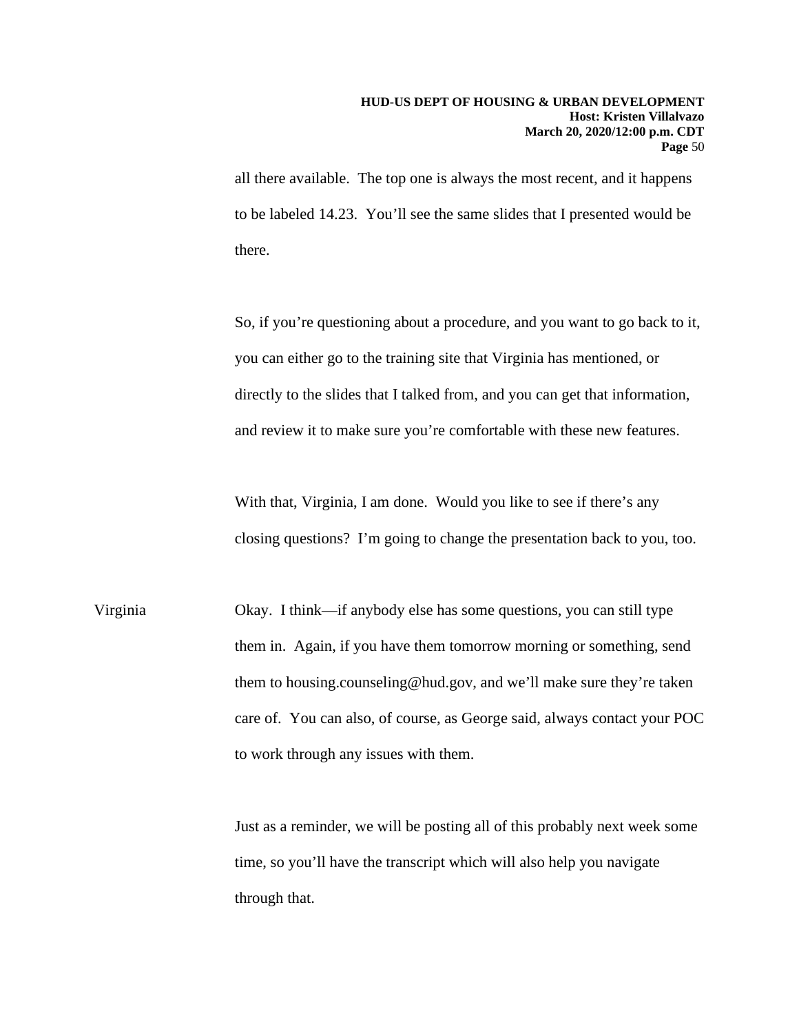all there available. The top one is always the most recent, and it happens to be labeled 14.23. You'll see the same slides that I presented would be there.

So, if you're questioning about a procedure, and you want to go back to it, you can either go to the training site that Virginia has mentioned, or directly to the slides that I talked from, and you can get that information, and review it to make sure you're comfortable with these new features.

With that, Virginia, I am done. Would you like to see if there's any closing questions? I'm going to change the presentation back to you, too.

Virginia Okay. I think—if anybody else has some questions, you can still type them in. Again, if you have them tomorrow morning or something, send them to housing.counseling@hud.gov, and we'll make sure they're taken care of. You can also, of course, as George said, always contact your POC to work through any issues with them.

Just as a reminder, we will be posting all of this probably next week some time, so you'll have the transcript which will also help you navigate through that.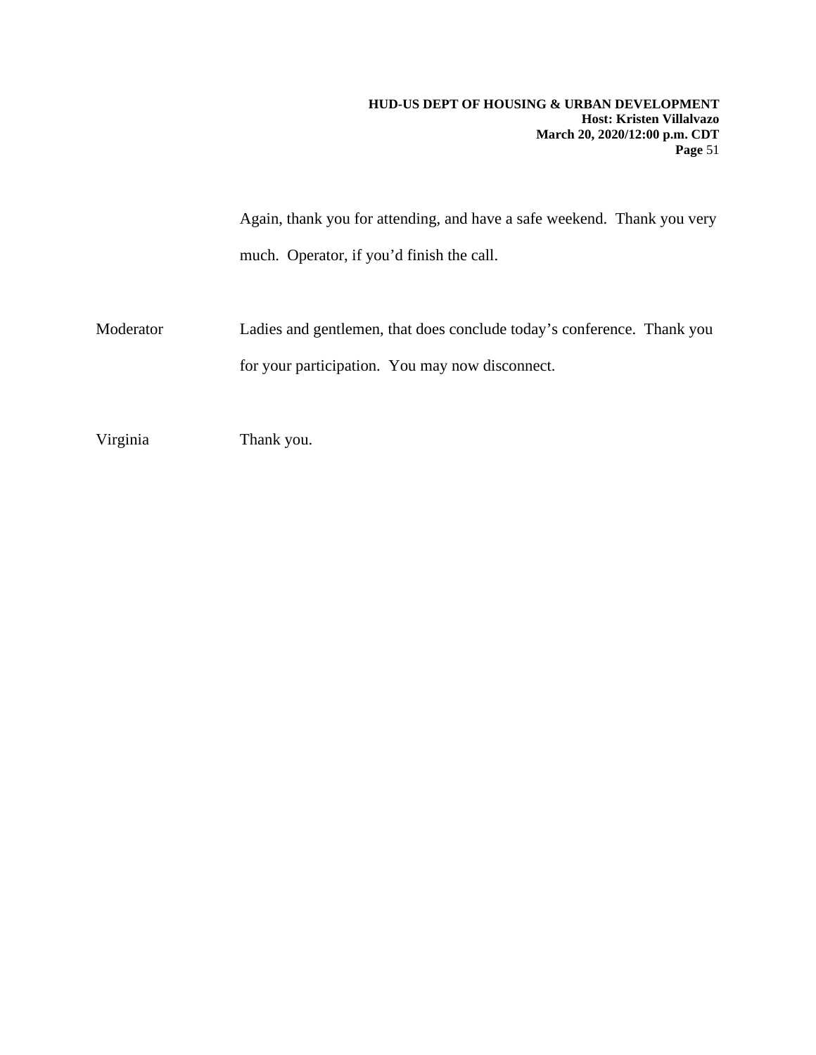Again, thank you for attending, and have a safe weekend. Thank you very much. Operator, if you'd finish the call.

Moderator: Ladies and gentlemen, that does conclude today's conference. Thank you for your participation. You may now disconnect.

Virginia: Thank you.